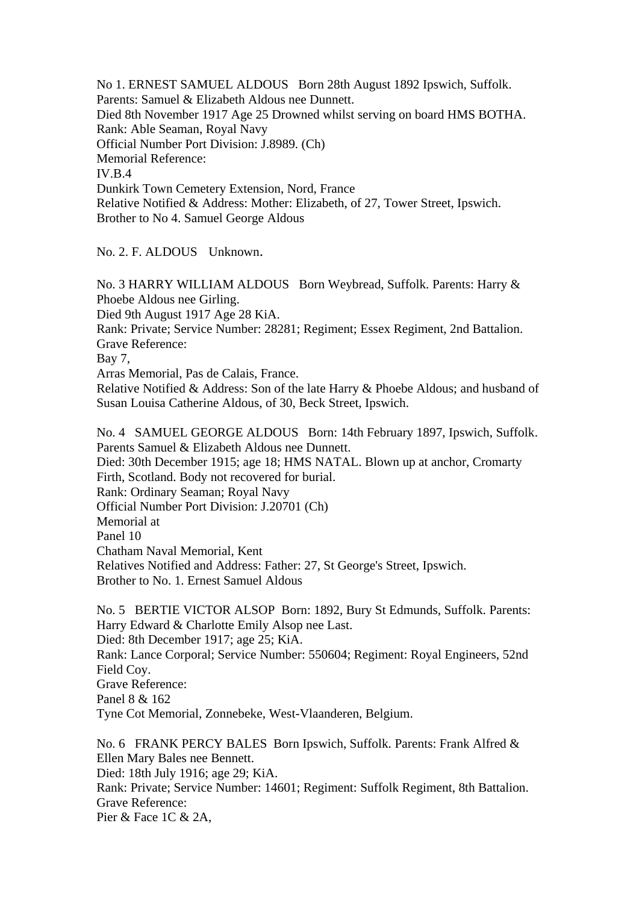No 1. ERNEST SAMUEL ALDOUS   Born 28th August 1892 Ipswich, Suffolk.
Parents: Samuel & Elizabeth Aldous nee Dunnett.
Died 8th November 1917 Age 25 Drowned whilst serving on board HMS BOTHA.
Rank: Able Seaman, Royal Navy
Official Number Port Division: J.8989. (Ch)
Memorial Reference:
IV.B.4
Dunkirk Town Cemetery Extension, Nord, France
Relative Notified & Address: Mother: Elizabeth, of 27, Tower Street, Ipswich.
Brother to No 4. Samuel George Aldous

No. 2. F. ALDOUS   Unknown.

No. 3 HARRY WILLIAM ALDOUS   Born Weybread, Suffolk. Parents: Harry & Phoebe Aldous nee Girling.
Died 9th August 1917 Age 28 KiA.
Rank: Private; Service Number: 28281; Regiment; Essex Regiment, 2nd Battalion.
Grave Reference:
Bay 7,
Arras Memorial, Pas de Calais, France.
Relative Notified & Address: Son of the late Harry & Phoebe Aldous; and husband of Susan Louisa Catherine Aldous, of 30, Beck Street, Ipswich.

No. 4   SAMUEL GEORGE ALDOUS   Born: 14th February 1897, Ipswich, Suffolk.
Parents Samuel & Elizabeth Aldous nee Dunnett.
Died: 30th December 1915; age 18; HMS NATAL. Blown up at anchor, Cromarty Firth, Scotland. Body not recovered for burial.
Rank: Ordinary Seaman; Royal Navy
Official Number Port Division: J.20701 (Ch)
Memorial at
Panel 10
Chatham Naval Memorial, Kent
Relatives Notified and Address: Father: 27, St George's Street, Ipswich.
Brother to No. 1. Ernest Samuel Aldous

No. 5   BERTIE VICTOR ALSOP  Born: 1892, Bury St Edmunds, Suffolk. Parents: Harry Edward & Charlotte Emily Alsop nee Last.
Died: 8th December 1917; age 25; KiA.
Rank: Lance Corporal; Service Number: 550604; Regiment: Royal Engineers, 52nd Field Coy.
Grave Reference:
Panel 8 & 162
Tyne Cot Memorial, Zonnebeke, West-Vlaanderen, Belgium.

No. 6   FRANK PERCY BALES  Born Ipswich, Suffolk. Parents: Frank Alfred & Ellen Mary Bales nee Bennett.
Died: 18th July 1916; age 29; KiA.
Rank: Private; Service Number: 14601; Regiment: Suffolk Regiment, 8th Battalion.
Grave Reference:
Pier & Face 1C & 2A,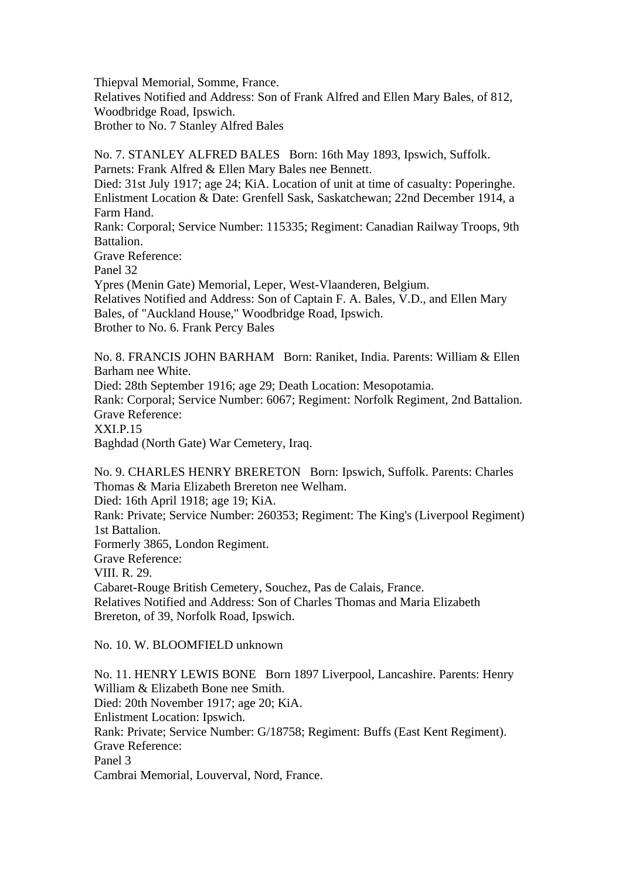Thiepval Memorial, Somme, France.
Relatives Notified and Address: Son of Frank Alfred and Ellen Mary Bales, of 812, Woodbridge Road, Ipswich.
Brother to No. 7 Stanley Alfred Bales

No. 7. STANLEY ALFRED BALES   Born: 16th May 1893, Ipswich, Suffolk.
Parnets: Frank Alfred & Ellen Mary Bales nee Bennett.
Died: 31st July 1917; age 24; KiA. Location of unit at time of casualty: Poperinghe.
Enlistment Location & Date: Grenfell Sask, Saskatchewan; 22nd December 1914, a Farm Hand.
Rank: Corporal; Service Number: 115335; Regiment: Canadian Railway Troops, 9th Battalion.
Grave Reference:
Panel 32
Ypres (Menin Gate) Memorial, Leper, West-Vlaanderen, Belgium.
Relatives Notified and Address: Son of Captain F. A. Bales, V.D., and Ellen Mary Bales, of "Auckland House," Woodbridge Road, Ipswich.
Brother to No. 6. Frank Percy Bales

No. 8. FRANCIS JOHN BARHAM   Born: Raniket, India. Parents: William & Ellen Barham nee White.
Died: 28th September 1916; age 29; Death Location: Mesopotamia.
Rank: Corporal; Service Number: 6067; Regiment: Norfolk Regiment, 2nd Battalion.
Grave Reference:
XXI.P.15
Baghdad (North Gate) War Cemetery, Iraq.

No. 9. CHARLES HENRY BRERETON   Born: Ipswich, Suffolk. Parents: Charles Thomas & Maria Elizabeth Brereton nee Welham.
Died: 16th April 1918; age 19; KiA.
Rank: Private; Service Number: 260353; Regiment: The King's (Liverpool Regiment) 1st Battalion.
Formerly 3865, London Regiment.
Grave Reference:
VIII. R. 29.
Cabaret-Rouge British Cemetery, Souchez, Pas de Calais, France.
Relatives Notified and Address: Son of Charles Thomas and Maria Elizabeth Brereton, of 39, Norfolk Road, Ipswich.

No. 10. W. BLOOMFIELD unknown

No. 11. HENRY LEWIS BONE   Born 1897 Liverpool, Lancashire. Parents: Henry William & Elizabeth Bone nee Smith.
Died: 20th November 1917; age 20; KiA.
Enlistment Location: Ipswich.
Rank: Private; Service Number: G/18758; Regiment: Buffs (East Kent Regiment).
Grave Reference:
Panel 3
Cambrai Memorial, Louverval, Nord, France.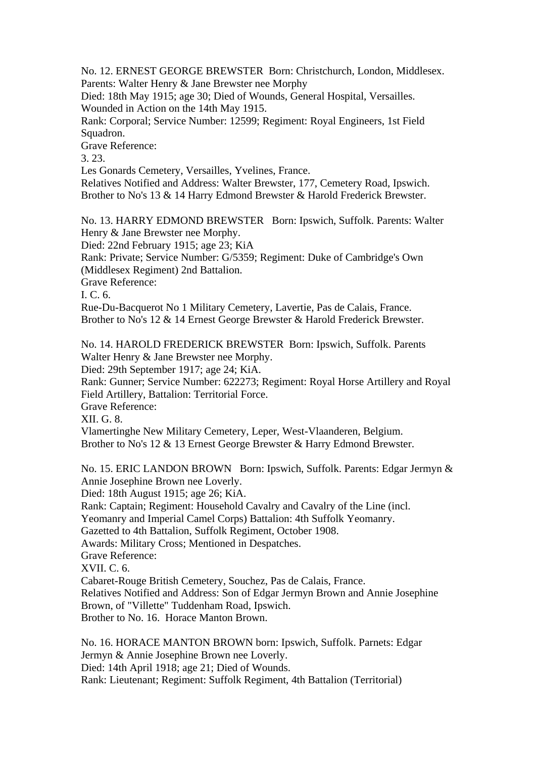No. 12. ERNEST GEORGE BREWSTER  Born: Christchurch, London, Middlesex. Parents: Walter Henry & Jane Brewster nee Morphy
Died: 18th May 1915; age 30; Died of Wounds, General Hospital, Versailles. Wounded in Action on the 14th May 1915.
Rank: Corporal; Service Number: 12599; Regiment: Royal Engineers, 1st Field Squadron.
Grave Reference:
3. 23.
Les Gonards Cemetery, Versailles, Yvelines, France.
Relatives Notified and Address: Walter Brewster, 177, Cemetery Road, Ipswich.
Brother to No's 13 & 14 Harry Edmond Brewster & Harold Frederick Brewster.

No. 13. HARRY EDMOND BREWSTER   Born: Ipswich, Suffolk. Parents: Walter Henry & Jane Brewster nee Morphy.
Died: 22nd February 1915; age 23; KiA
Rank: Private; Service Number: G/5359; Regiment: Duke of Cambridge's Own (Middlesex Regiment) 2nd Battalion.
Grave Reference:
I. C. 6.
Rue-Du-Bacquerot No 1 Military Cemetery, Lavertie, Pas de Calais, France.
Brother to No's 12 & 14 Ernest George Brewster & Harold Frederick Brewster.

No. 14. HAROLD FREDERICK BREWSTER  Born: Ipswich, Suffolk. Parents Walter Henry & Jane Brewster nee Morphy.
Died: 29th September 1917; age 24; KiA.
Rank: Gunner; Service Number: 622273; Regiment: Royal Horse Artillery and Royal Field Artillery, Battalion: Territorial Force.
Grave Reference:
XII. G. 8.
Vlamertinghe New Military Cemetery, Leper, West-Vlaanderen, Belgium.
Brother to No's 12 & 13 Ernest George Brewster & Harry Edmond Brewster.

No. 15. ERIC LANDON BROWN   Born: Ipswich, Suffolk. Parents: Edgar Jermyn & Annie Josephine Brown nee Loverly.
Died: 18th August 1915; age 26; KiA.
Rank: Captain; Regiment: Household Cavalry and Cavalry of the Line (incl. Yeomanry and Imperial Camel Corps) Battalion: 4th Suffolk Yeomanry.
Gazetted to 4th Battalion, Suffolk Regiment, October 1908.
Awards: Military Cross; Mentioned in Despatches.
Grave Reference:
XVII. C. 6.
Cabaret-Rouge British Cemetery, Souchez, Pas de Calais, France.
Relatives Notified and Address: Son of Edgar Jermyn Brown and Annie Josephine Brown, of "Villette" Tuddenham Road, Ipswich.
Brother to No. 16.  Horace Manton Brown.

No. 16. HORACE MANTON BROWN born: Ipswich, Suffolk. Parnets: Edgar Jermyn & Annie Josephine Brown nee Loverly.
Died: 14th April 1918; age 21; Died of Wounds.
Rank: Lieutenant; Regiment: Suffolk Regiment, 4th Battalion (Territorial)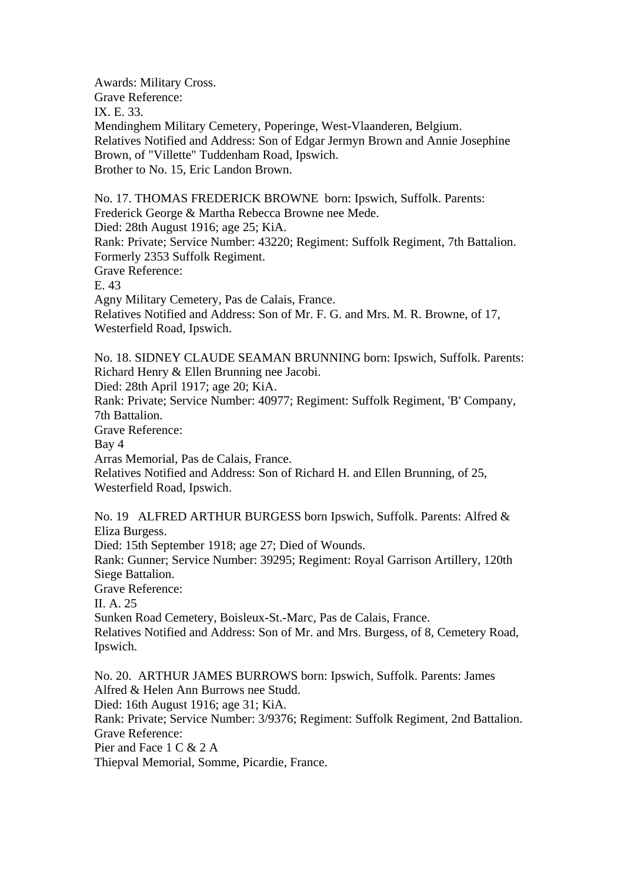Awards: Military Cross.
Grave Reference:
IX. E. 33.
Mendinghem Military Cemetery, Poperinge, West-Vlaanderen, Belgium.
Relatives Notified and Address: Son of Edgar Jermyn Brown and Annie Josephine Brown, of "Villette" Tuddenham Road, Ipswich.
Brother to No. 15, Eric Landon Brown.

No. 17. THOMAS FREDERICK BROWNE born: Ipswich, Suffolk. Parents: Frederick George & Martha Rebecca Browne nee Mede.
Died: 28th August 1916; age 25; KiA.
Rank: Private; Service Number: 43220; Regiment: Suffolk Regiment, 7th Battalion. Formerly 2353 Suffolk Regiment.
Grave Reference:
E. 43
Agny Military Cemetery, Pas de Calais, France.
Relatives Notified and Address: Son of Mr. F. G. and Mrs. M. R. Browne, of 17, Westerfield Road, Ipswich.

No. 18. SIDNEY CLAUDE SEAMAN BRUNNING born: Ipswich, Suffolk. Parents: Richard Henry & Ellen Brunning nee Jacobi.
Died: 28th April 1917; age 20; KiA.
Rank: Private; Service Number: 40977; Regiment: Suffolk Regiment, 'B' Company, 7th Battalion.
Grave Reference:
Bay 4
Arras Memorial, Pas de Calais, France.
Relatives Notified and Address: Son of Richard H. and Ellen Brunning, of 25, Westerfield Road, Ipswich.

No. 19 ALFRED ARTHUR BURGESS born Ipswich, Suffolk. Parents: Alfred & Eliza Burgess.
Died: 15th September 1918; age 27; Died of Wounds.
Rank: Gunner; Service Number: 39295; Regiment: Royal Garrison Artillery, 120th Siege Battalion.
Grave Reference:
II. A. 25
Sunken Road Cemetery, Boisleux-St.-Marc, Pas de Calais, France.
Relatives Notified and Address: Son of Mr. and Mrs. Burgess, of 8, Cemetery Road, Ipswich.

No. 20. ARTHUR JAMES BURROWS born: Ipswich, Suffolk. Parents: James Alfred & Helen Ann Burrows nee Studd.
Died: 16th August 1916; age 31; KiA.
Rank: Private; Service Number: 3/9376; Regiment: Suffolk Regiment, 2nd Battalion.
Grave Reference:
Pier and Face 1 C & 2 A
Thiepval Memorial, Somme, Picardie, France.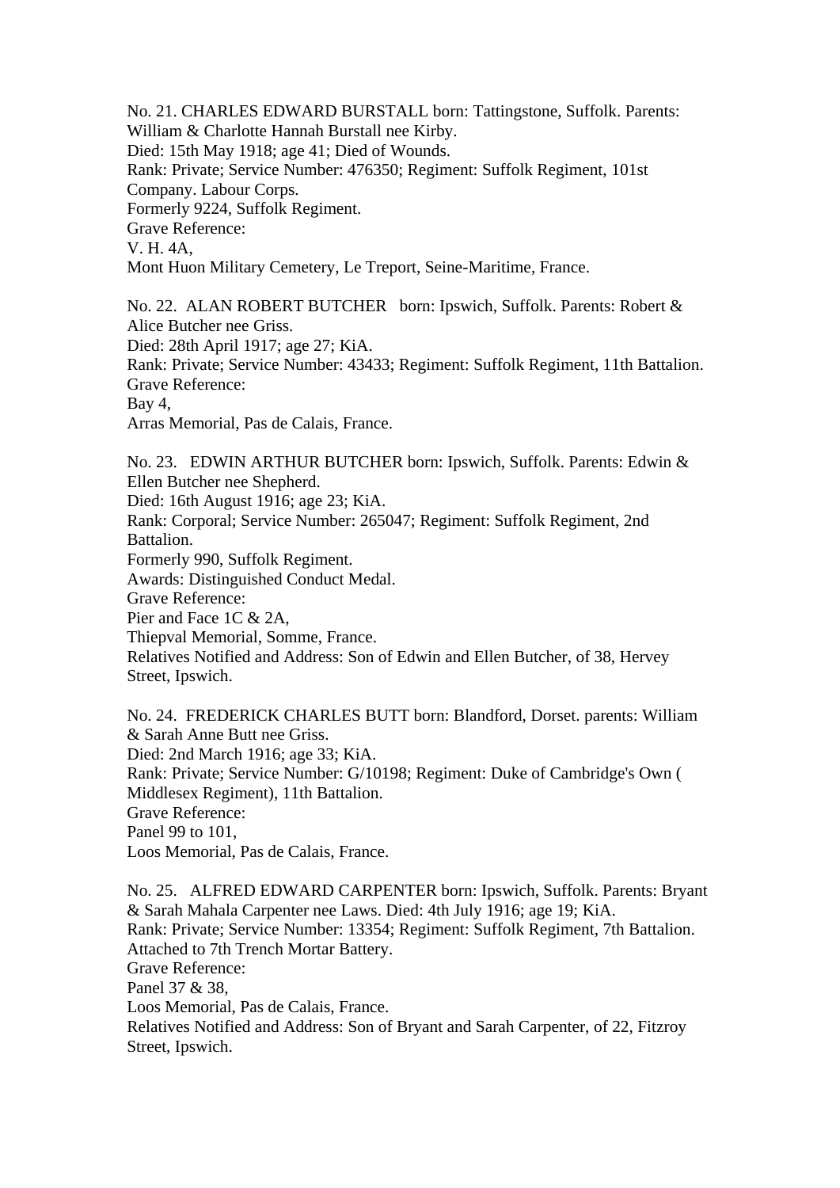No. 21. CHARLES EDWARD BURSTALL born: Tattingstone, Suffolk. Parents: William & Charlotte Hannah Burstall nee Kirby.
Died: 15th May 1918; age 41; Died of Wounds.
Rank: Private; Service Number: 476350; Regiment: Suffolk Regiment, 101st Company. Labour Corps.
Formerly 9224, Suffolk Regiment.
Grave Reference:
V. H. 4A,
Mont Huon Military Cemetery, Le Treport, Seine-Maritime, France.

No. 22. ALAN ROBERT BUTCHER born: Ipswich, Suffolk. Parents: Robert & Alice Butcher nee Griss.
Died: 28th April 1917; age 27; KiA.
Rank: Private; Service Number: 43433; Regiment: Suffolk Regiment, 11th Battalion.
Grave Reference:
Bay 4,
Arras Memorial, Pas de Calais, France.

No. 23. EDWIN ARTHUR BUTCHER born: Ipswich, Suffolk. Parents: Edwin & Ellen Butcher nee Shepherd.
Died: 16th August 1916; age 23; KiA.
Rank: Corporal; Service Number: 265047; Regiment: Suffolk Regiment, 2nd Battalion.
Formerly 990, Suffolk Regiment.
Awards: Distinguished Conduct Medal.
Grave Reference:
Pier and Face 1C & 2A,
Thiepval Memorial, Somme, France.
Relatives Notified and Address: Son of Edwin and Ellen Butcher, of 38, Hervey Street, Ipswich.

No. 24. FREDERICK CHARLES BUTT born: Blandford, Dorset. parents: William & Sarah Anne Butt nee Griss.
Died: 2nd March 1916; age 33; KiA.
Rank: Private; Service Number: G/10198; Regiment: Duke of Cambridge's Own ( Middlesex Regiment), 11th Battalion.
Grave Reference:
Panel 99 to 101,
Loos Memorial, Pas de Calais, France.

No. 25. ALFRED EDWARD CARPENTER born: Ipswich, Suffolk. Parents: Bryant & Sarah Mahala Carpenter nee Laws. Died: 4th July 1916; age 19; KiA.
Rank: Private; Service Number: 13354; Regiment: Suffolk Regiment, 7th Battalion. Attached to 7th Trench Mortar Battery.
Grave Reference:
Panel 37 & 38,
Loos Memorial, Pas de Calais, France.
Relatives Notified and Address: Son of Bryant and Sarah Carpenter, of 22, Fitzroy Street, Ipswich.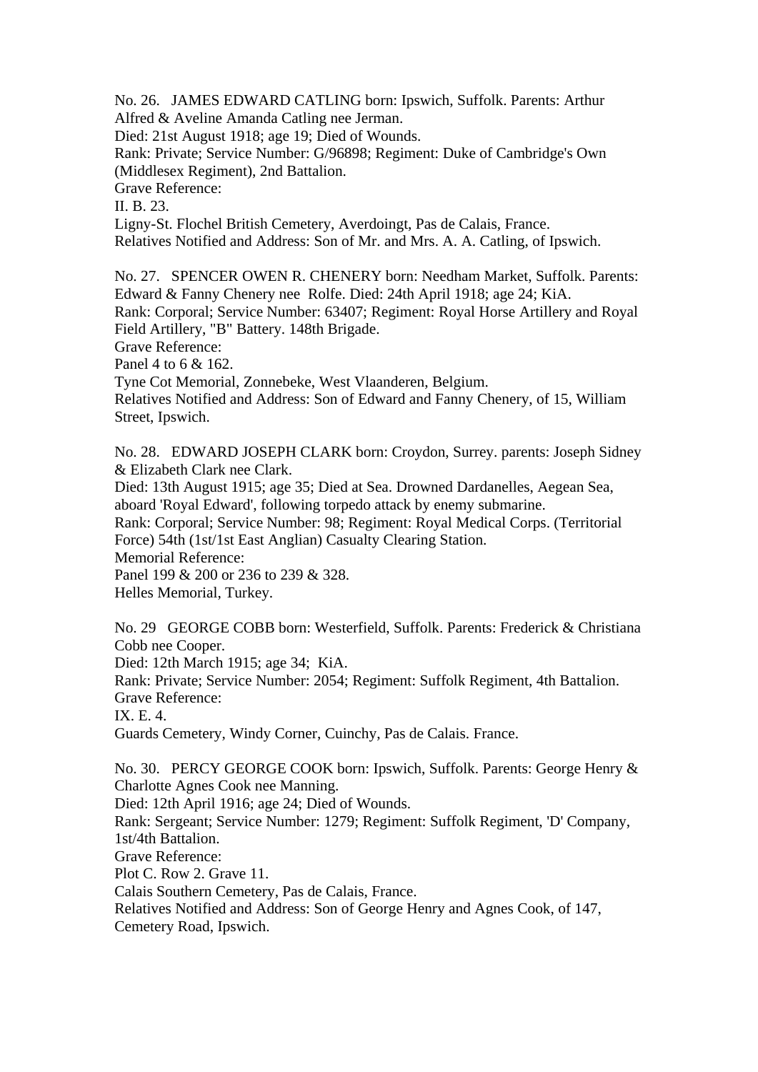No. 26. JAMES EDWARD CATLING born: Ipswich, Suffolk. Parents: Arthur Alfred & Aveline Amanda Catling nee Jerman.
Died: 21st August 1918; age 19; Died of Wounds.
Rank: Private; Service Number: G/96898; Regiment: Duke of Cambridge's Own (Middlesex Regiment), 2nd Battalion.
Grave Reference:
II. B. 23.
Ligny-St. Flochel British Cemetery, Averdoingt, Pas de Calais, France.
Relatives Notified and Address: Son of Mr. and Mrs. A. A. Catling, of Ipswich.

No. 27. SPENCER OWEN R. CHENERY born: Needham Market, Suffolk. Parents: Edward & Fanny Chenery nee Rolfe. Died: 24th April 1918; age 24; KiA.
Rank: Corporal; Service Number: 63407; Regiment: Royal Horse Artillery and Royal Field Artillery, "B" Battery. 148th Brigade.
Grave Reference:
Panel 4 to 6 & 162.
Tyne Cot Memorial, Zonnebeke, West Vlaanderen, Belgium.
Relatives Notified and Address: Son of Edward and Fanny Chenery, of 15, William Street, Ipswich.

No. 28. EDWARD JOSEPH CLARK born: Croydon, Surrey. parents: Joseph Sidney & Elizabeth Clark nee Clark.
Died: 13th August 1915; age 35; Died at Sea. Drowned Dardanelles, Aegean Sea, aboard 'Royal Edward', following torpedo attack by enemy submarine.
Rank: Corporal; Service Number: 98; Regiment: Royal Medical Corps. (Territorial Force) 54th (1st/1st East Anglian) Casualty Clearing Station.
Memorial Reference:
Panel 199 & 200 or 236 to 239 & 328.
Helles Memorial, Turkey.

No. 29 GEORGE COBB born: Westerfield, Suffolk. Parents: Frederick & Christiana Cobb nee Cooper.
Died: 12th March 1915; age 34; KiA.
Rank: Private; Service Number: 2054; Regiment: Suffolk Regiment, 4th Battalion.
Grave Reference:
IX. E. 4.
Guards Cemetery, Windy Corner, Cuinchy, Pas de Calais. France.

No. 30. PERCY GEORGE COOK born: Ipswich, Suffolk. Parents: George Henry & Charlotte Agnes Cook nee Manning.
Died: 12th April 1916; age 24; Died of Wounds.
Rank: Sergeant; Service Number: 1279; Regiment: Suffolk Regiment, 'D' Company, 1st/4th Battalion.
Grave Reference:
Plot C. Row 2. Grave 11.
Calais Southern Cemetery, Pas de Calais, France.
Relatives Notified and Address: Son of George Henry and Agnes Cook, of 147, Cemetery Road, Ipswich.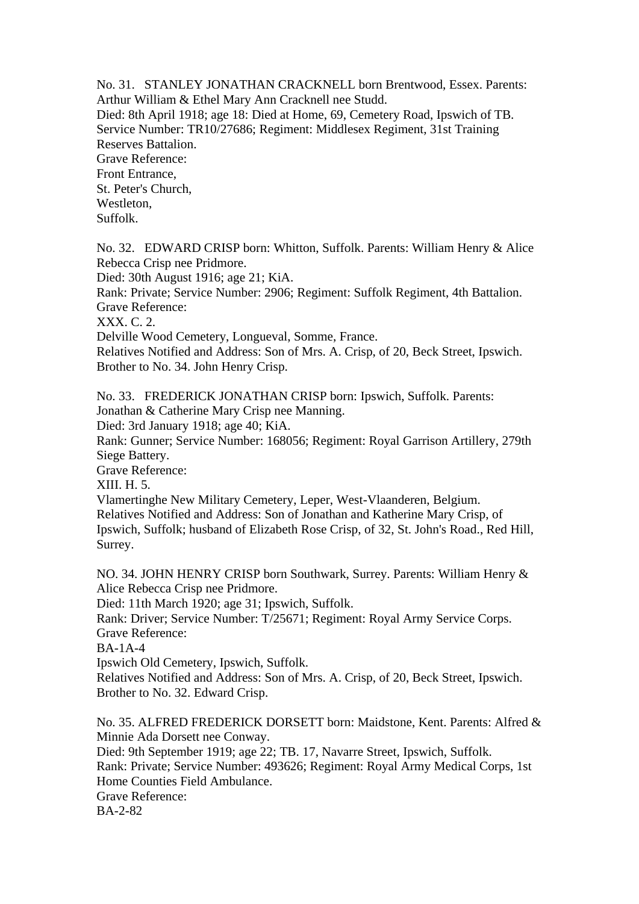No. 31. STANLEY JONATHAN CRACKNELL born Brentwood, Essex. Parents: Arthur William & Ethel Mary Ann Cracknell nee Studd.
Died: 8th April 1918; age 18: Died at Home, 69, Cemetery Road, Ipswich of TB.
Service Number: TR10/27686; Regiment: Middlesex Regiment, 31st Training Reserves Battalion.
Grave Reference:
Front Entrance,
St. Peter's Church,
Westleton,
Suffolk.

No. 32. EDWARD CRISP born: Whitton, Suffolk. Parents: William Henry & Alice Rebecca Crisp nee Pridmore.
Died: 30th August 1916; age 21; KiA.
Rank: Private; Service Number: 2906; Regiment: Suffolk Regiment, 4th Battalion.
Grave Reference:
XXX. C. 2.
Delville Wood Cemetery, Longueval, Somme, France.
Relatives Notified and Address: Son of Mrs. A. Crisp, of 20, Beck Street, Ipswich.
Brother to No. 34. John Henry Crisp.

No. 33. FREDERICK JONATHAN CRISP born: Ipswich, Suffolk. Parents: Jonathan & Catherine Mary Crisp nee Manning.
Died: 3rd January 1918; age 40; KiA.
Rank: Gunner; Service Number: 168056; Regiment: Royal Garrison Artillery, 279th Siege Battery.
Grave Reference:
XIII. H. 5.
Vlamertinghe New Military Cemetery, Leper, West-Vlaanderen, Belgium.
Relatives Notified and Address: Son of Jonathan and Katherine Mary Crisp, of Ipswich, Suffolk; husband of Elizabeth Rose Crisp, of 32, St. John's Road., Red Hill, Surrey.

NO. 34. JOHN HENRY CRISP born Southwark, Surrey. Parents: William Henry & Alice Rebecca Crisp nee Pridmore.
Died: 11th March 1920; age 31; Ipswich, Suffolk.
Rank: Driver; Service Number: T/25671; Regiment: Royal Army Service Corps.
Grave Reference:
BA-1A-4
Ipswich Old Cemetery, Ipswich, Suffolk.
Relatives Notified and Address: Son of Mrs. A. Crisp, of 20, Beck Street, Ipswich.
Brother to No. 32. Edward Crisp.

No. 35. ALFRED FREDERICK DORSETT born: Maidstone, Kent. Parents: Alfred & Minnie Ada Dorsett nee Conway.
Died: 9th September 1919; age 22; TB. 17, Navarre Street, Ipswich, Suffolk.
Rank: Private; Service Number: 493626; Regiment: Royal Army Medical Corps, 1st Home Counties Field Ambulance.
Grave Reference:
BA-2-82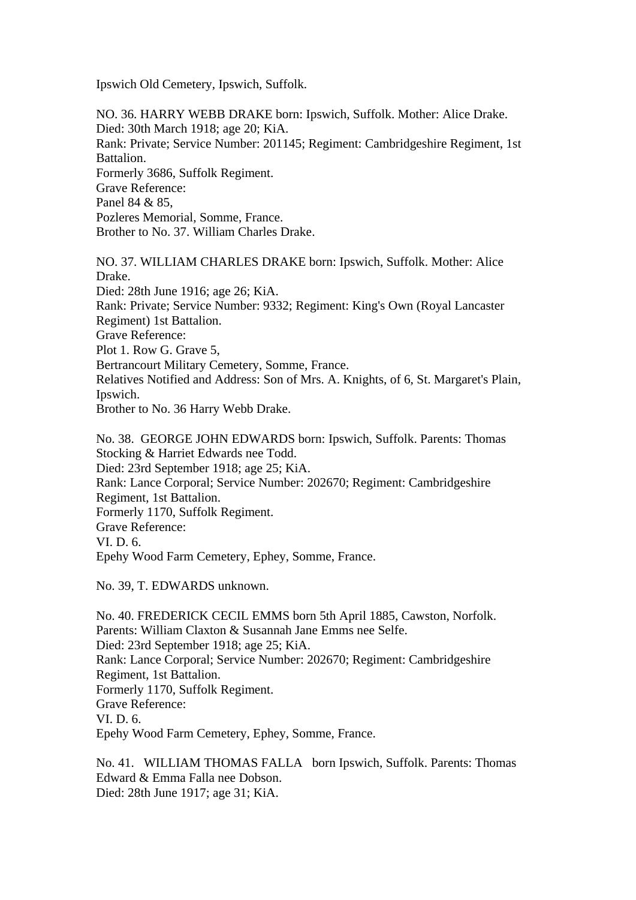Ipswich Old Cemetery, Ipswich, Suffolk.

NO. 36. HARRY WEBB DRAKE born: Ipswich, Suffolk. Mother: Alice Drake.
Died: 30th March 1918; age 20; KiA.
Rank: Private; Service Number: 201145; Regiment: Cambridgeshire Regiment, 1st Battalion.
Formerly 3686, Suffolk Regiment.
Grave Reference:
Panel 84 & 85,
Pozleres Memorial, Somme, France.
Brother to No. 37. William Charles Drake.

NO. 37. WILLIAM CHARLES DRAKE born: Ipswich, Suffolk. Mother: Alice Drake.
Died: 28th June 1916; age 26; KiA.
Rank: Private; Service Number: 9332; Regiment: King's Own (Royal Lancaster Regiment) 1st Battalion.
Grave Reference:
Plot 1. Row G. Grave 5,
Bertrancourt Military Cemetery, Somme, France.
Relatives Notified and Address: Son of Mrs. A. Knights, of 6, St. Margaret's Plain, Ipswich.
Brother to No. 36 Harry Webb Drake.

No. 38. GEORGE JOHN EDWARDS born: Ipswich, Suffolk. Parents: Thomas Stocking & Harriet Edwards nee Todd.
Died: 23rd September 1918; age 25; KiA.
Rank: Lance Corporal; Service Number: 202670; Regiment: Cambridgeshire Regiment, 1st Battalion.
Formerly 1170, Suffolk Regiment.
Grave Reference:
VI. D. 6.
Epehy Wood Farm Cemetery, Ephey, Somme, France.

No. 39, T. EDWARDS unknown.

No. 40. FREDERICK CECIL EMMS born 5th April 1885, Cawston, Norfolk. Parents: William Claxton & Susannah Jane Emms nee Selfe.
Died: 23rd September 1918; age 25; KiA.
Rank: Lance Corporal; Service Number: 202670; Regiment: Cambridgeshire Regiment, 1st Battalion.
Formerly 1170, Suffolk Regiment.
Grave Reference:
VI. D. 6.
Epehy Wood Farm Cemetery, Ephey, Somme, France.

No. 41. WILLIAM THOMAS FALLA born Ipswich, Suffolk. Parents: Thomas Edward & Emma Falla nee Dobson.
Died: 28th June 1917; age 31; KiA.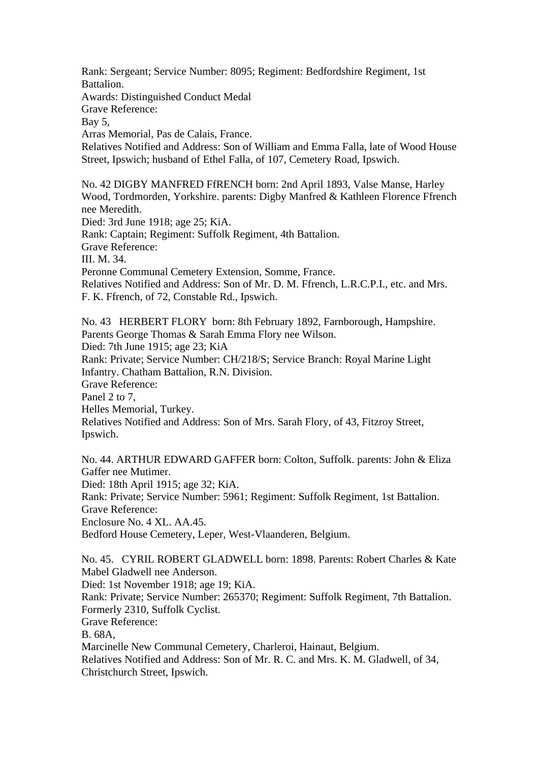Rank: Sergeant; Service Number: 8095; Regiment: Bedfordshire Regiment, 1st Battalion.
Awards: Distinguished Conduct Medal
Grave Reference:
Bay 5,
Arras Memorial, Pas de Calais, France.
Relatives Notified and Address: Son of William and Emma Falla, late of Wood House Street, Ipswich; husband of Ethel Falla, of 107, Cemetery Road, Ipswich.

No. 42 DIGBY MANFRED FfRENCH born: 2nd April 1893, Valse Manse, Harley Wood, Tordmorden, Yorkshire. parents: Digby Manfred & Kathleen Florence Ffrench nee Meredith.
Died: 3rd June 1918; age 25; KiA.
Rank: Captain; Regiment: Suffolk Regiment, 4th Battalion.
Grave Reference:
III. M. 34.
Peronne Communal Cemetery Extension, Somme, France.
Relatives Notified and Address: Son of Mr. D. M. Ffrench, L.R.C.P.I., etc. and Mrs. F. K. Ffrench, of 72, Constable Rd., Ipswich.

No. 43 HERBERT FLORY born: 8th February 1892, Farnborough, Hampshire. Parents George Thomas & Sarah Emma Flory nee Wilson.
Died: 7th June 1915; age 23; KiA
Rank: Private; Service Number: CH/218/S; Service Branch: Royal Marine Light Infantry. Chatham Battalion, R.N. Division.
Grave Reference:
Panel 2 to 7,
Helles Memorial, Turkey.
Relatives Notified and Address: Son of Mrs. Sarah Flory, of 43, Fitzroy Street, Ipswich.

No. 44. ARTHUR EDWARD GAFFER born: Colton, Suffolk. parents: John & Eliza Gaffer nee Mutimer.
Died: 18th April 1915; age 32; KiA.
Rank: Private; Service Number: 5961; Regiment: Suffolk Regiment, 1st Battalion.
Grave Reference:
Enclosure No. 4 XL. AA.45.
Bedford House Cemetery, Leper, West-Vlaanderen, Belgium.

No. 45. CYRIL ROBERT GLADWELL born: 1898. Parents: Robert Charles & Kate Mabel Gladwell nee Anderson.
Died: 1st November 1918; age 19; KiA.
Rank: Private; Service Number: 265370; Regiment: Suffolk Regiment, 7th Battalion. Formerly 2310, Suffolk Cyclist.
Grave Reference:
B. 68A,
Marcinelle New Communal Cemetery, Charleroi, Hainaut, Belgium.
Relatives Notified and Address: Son of Mr. R. C. and Mrs. K. M. Gladwell, of 34, Christchurch Street, Ipswich.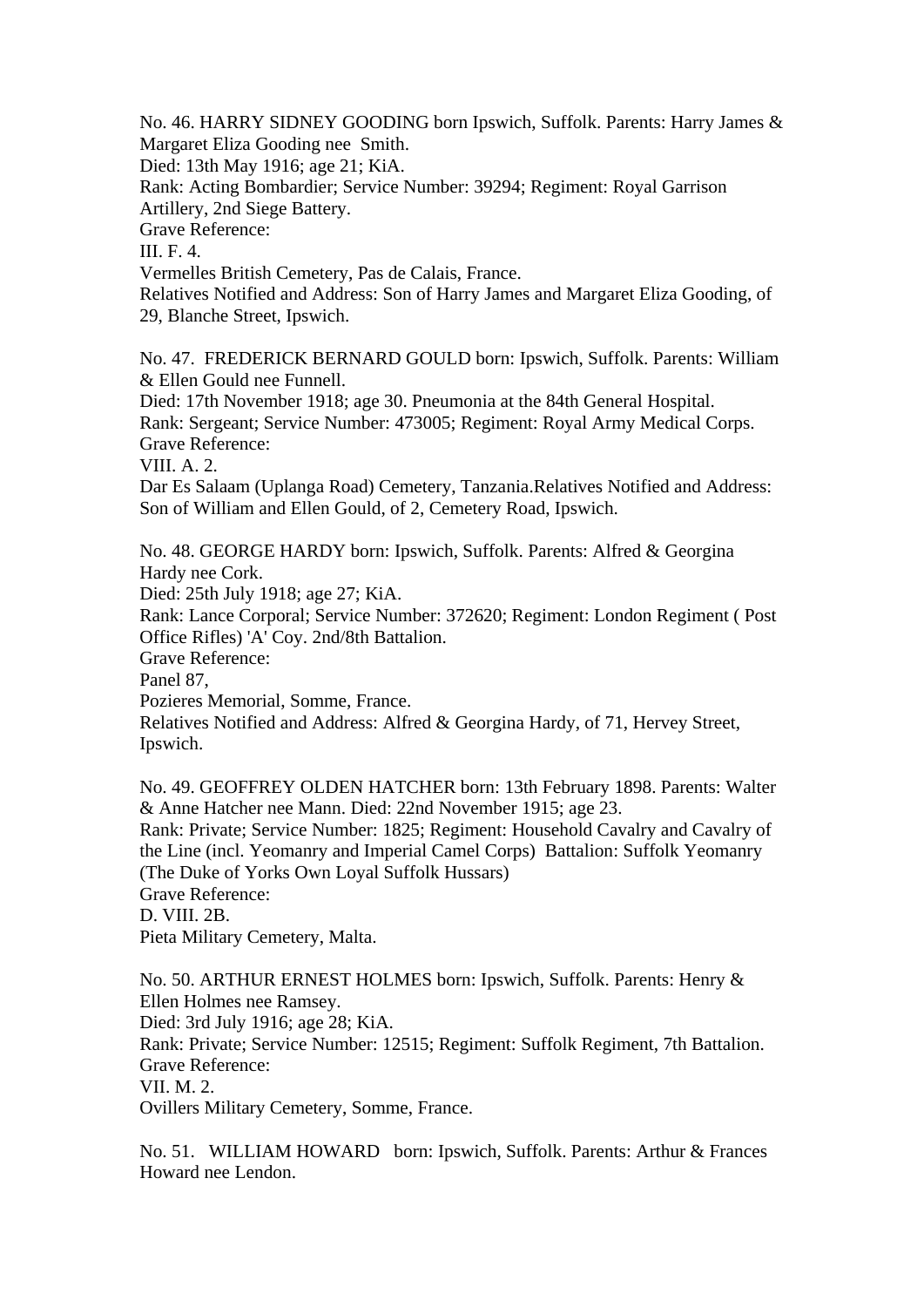No. 46. HARRY SIDNEY GOODING born Ipswich, Suffolk. Parents: Harry James & Margaret Eliza Gooding nee Smith.
Died: 13th May 1916; age 21; KiA.
Rank: Acting Bombardier; Service Number: 39294; Regiment: Royal Garrison Artillery, 2nd Siege Battery.
Grave Reference:
III. F. 4.
Vermelles British Cemetery, Pas de Calais, France.
Relatives Notified and Address: Son of Harry James and Margaret Eliza Gooding, of 29, Blanche Street, Ipswich.

No. 47. FREDERICK BERNARD GOULD born: Ipswich, Suffolk. Parents: William & Ellen Gould nee Funnell.
Died: 17th November 1918; age 30. Pneumonia at the 84th General Hospital.
Rank: Sergeant; Service Number: 473005; Regiment: Royal Army Medical Corps.
Grave Reference:
VIII. A. 2.
Dar Es Salaam (Uplanga Road) Cemetery, Tanzania.Relatives Notified and Address: Son of William and Ellen Gould, of 2, Cemetery Road, Ipswich.

No. 48. GEORGE HARDY born: Ipswich, Suffolk. Parents: Alfred & Georgina Hardy nee Cork.
Died: 25th July 1918; age 27; KiA.
Rank: Lance Corporal; Service Number: 372620; Regiment: London Regiment ( Post Office Rifles) 'A' Coy. 2nd/8th Battalion.
Grave Reference:
Panel 87,
Pozieres Memorial, Somme, France.
Relatives Notified and Address: Alfred & Georgina Hardy, of 71, Hervey Street, Ipswich.

No. 49. GEOFFREY OLDEN HATCHER born: 13th February 1898. Parents: Walter & Anne Hatcher nee Mann. Died: 22nd November 1915; age 23.
Rank: Private; Service Number: 1825; Regiment: Household Cavalry and Cavalry of the Line (incl. Yeomanry and Imperial Camel Corps) Battalion: Suffolk Yeomanry (The Duke of Yorks Own Loyal Suffolk Hussars)
Grave Reference:
D. VIII. 2B.
Pieta Military Cemetery, Malta.

No. 50. ARTHUR ERNEST HOLMES born: Ipswich, Suffolk. Parents: Henry & Ellen Holmes nee Ramsey.
Died: 3rd July 1916; age 28; KiA.
Rank: Private; Service Number: 12515; Regiment: Suffolk Regiment, 7th Battalion.
Grave Reference:
VII. M. 2.
Ovillers Military Cemetery, Somme, France.

No. 51. WILLIAM HOWARD born: Ipswich, Suffolk. Parents: Arthur & Frances Howard nee Lendon.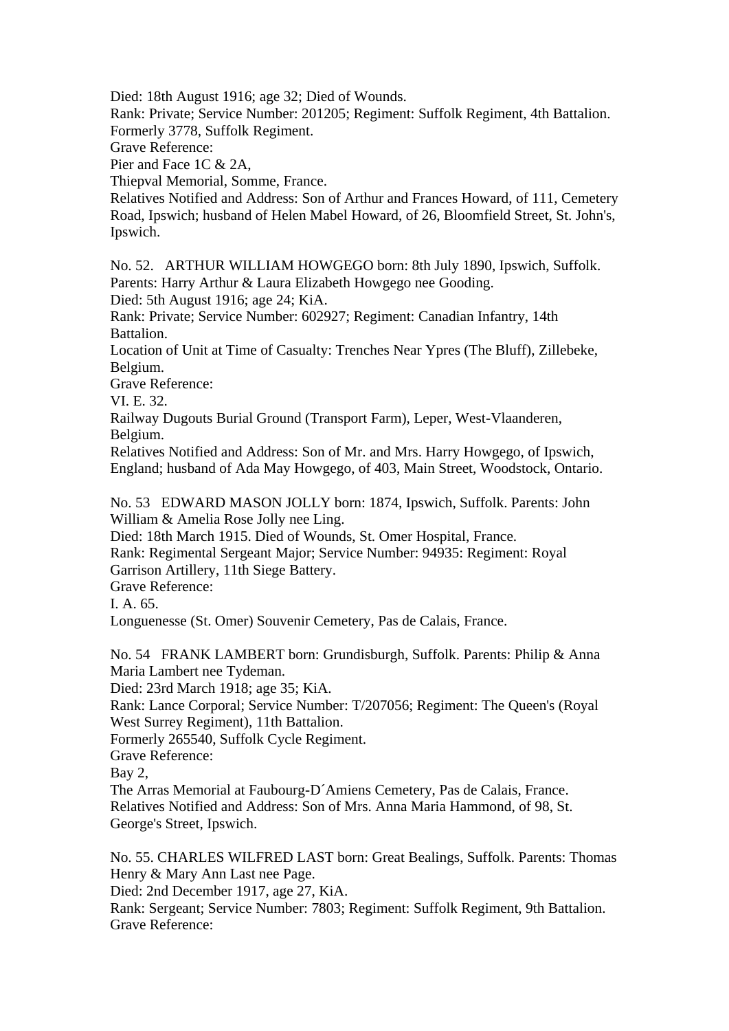Died: 18th August 1916; age 32; Died of Wounds.
Rank: Private; Service Number: 201205; Regiment: Suffolk Regiment, 4th Battalion.
Formerly 3778, Suffolk Regiment.
Grave Reference:
Pier and Face 1C & 2A,
Thiepval Memorial, Somme, France.
Relatives Notified and Address: Son of Arthur and Frances Howard, of 111, Cemetery Road, Ipswich; husband of Helen Mabel Howard, of 26, Bloomfield Street, St. John's, Ipswich.

No. 52. ARTHUR WILLIAM HOWGEGO born: 8th July 1890, Ipswich, Suffolk.
Parents: Harry Arthur & Laura Elizabeth Howgego nee Gooding.
Died: 5th August 1916; age 24; KiA.
Rank: Private; Service Number: 602927; Regiment: Canadian Infantry, 14th Battalion.
Location of Unit at Time of Casualty: Trenches Near Ypres (The Bluff), Zillebeke, Belgium.
Grave Reference:
VI. E. 32.
Railway Dugouts Burial Ground (Transport Farm), Leper, West-Vlaanderen, Belgium.
Relatives Notified and Address: Son of Mr. and Mrs. Harry Howgego, of Ipswich, England; husband of Ada May Howgego, of 403, Main Street, Woodstock, Ontario.

No. 53 EDWARD MASON JOLLY born: 1874, Ipswich, Suffolk. Parents: John William & Amelia Rose Jolly nee Ling.
Died: 18th March 1915. Died of Wounds, St. Omer Hospital, France.
Rank: Regimental Sergeant Major; Service Number: 94935: Regiment: Royal Garrison Artillery, 11th Siege Battery.
Grave Reference:
I. A. 65.
Longuenesse (St. Omer) Souvenir Cemetery, Pas de Calais, France.

No. 54 FRANK LAMBERT born: Grundisburgh, Suffolk. Parents: Philip & Anna Maria Lambert nee Tydeman.
Died: 23rd March 1918; age 35; KiA.
Rank: Lance Corporal; Service Number: T/207056; Regiment: The Queen's (Royal West Surrey Regiment), 11th Battalion.
Formerly 265540, Suffolk Cycle Regiment.
Grave Reference:
Bay 2,
The Arras Memorial at Faubourg-D´Amiens Cemetery, Pas de Calais, France.
Relatives Notified and Address: Son of Mrs. Anna Maria Hammond, of 98, St. George's Street, Ipswich.

No. 55. CHARLES WILFRED LAST born: Great Bealings, Suffolk. Parents: Thomas Henry & Mary Ann Last nee Page.
Died: 2nd December 1917, age 27, KiA.
Rank: Sergeant; Service Number: 7803; Regiment: Suffolk Regiment, 9th Battalion.
Grave Reference: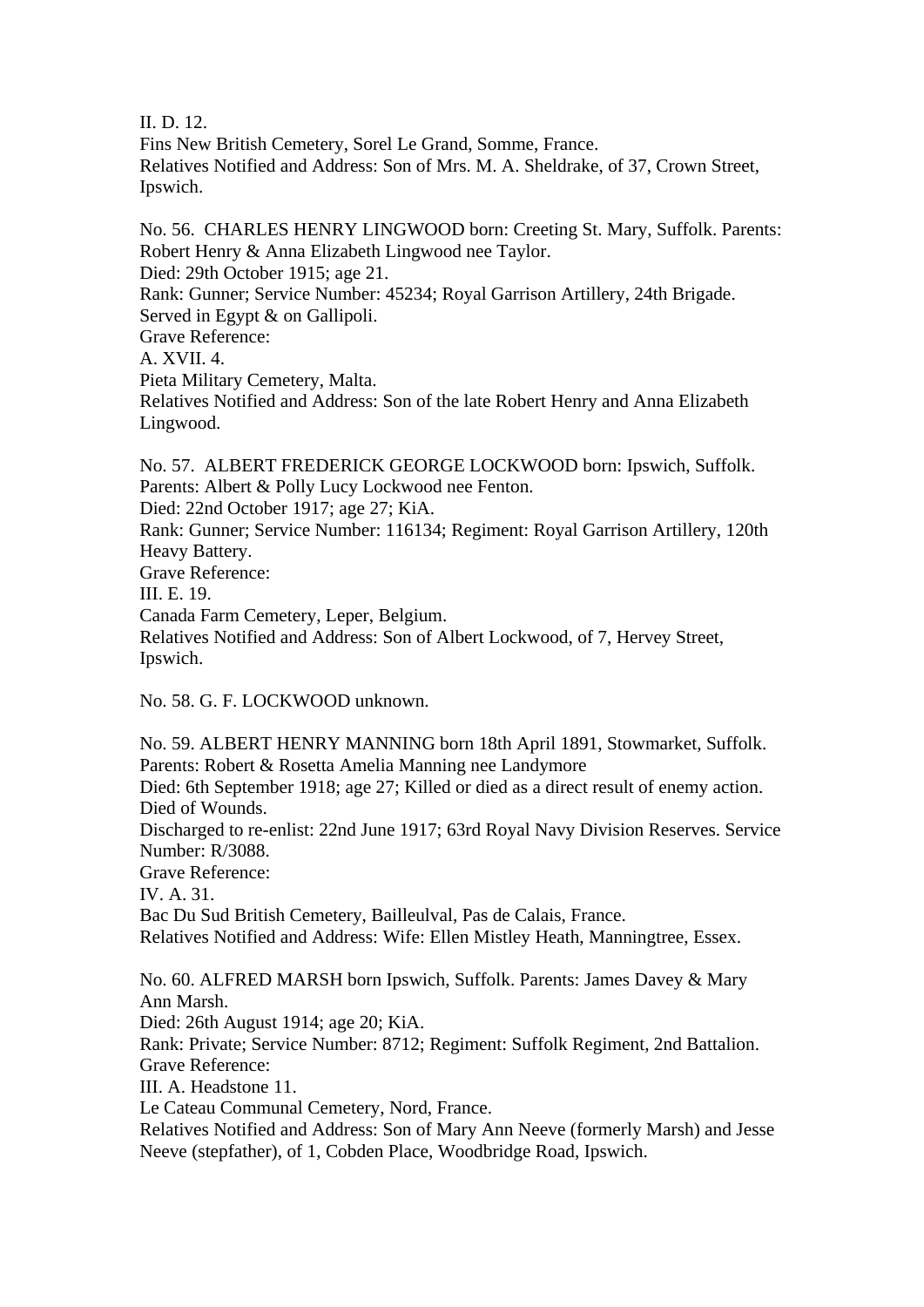II. D. 12.
Fins New British Cemetery, Sorel Le Grand, Somme, France.
Relatives Notified and Address: Son of Mrs. M. A. Sheldrake, of 37, Crown Street, Ipswich.

No. 56. CHARLES HENRY LINGWOOD born: Creeting St. Mary, Suffolk. Parents: Robert Henry & Anna Elizabeth Lingwood nee Taylor.
Died: 29th October 1915; age 21.
Rank: Gunner; Service Number: 45234; Royal Garrison Artillery, 24th Brigade.
Served in Egypt & on Gallipoli.
Grave Reference:
A. XVII. 4.
Pieta Military Cemetery, Malta.
Relatives Notified and Address: Son of the late Robert Henry and Anna Elizabeth Lingwood.

No. 57. ALBERT FREDERICK GEORGE LOCKWOOD born: Ipswich, Suffolk. Parents: Albert & Polly Lucy Lockwood nee Fenton.
Died: 22nd October 1917; age 27; KiA.
Rank: Gunner; Service Number: 116134; Regiment: Royal Garrison Artillery, 120th Heavy Battery.
Grave Reference:
III. E. 19.
Canada Farm Cemetery, Leper, Belgium.
Relatives Notified and Address: Son of Albert Lockwood, of 7, Hervey Street, Ipswich.

No. 58. G. F. LOCKWOOD unknown.

No. 59. ALBERT HENRY MANNING born 18th April 1891, Stowmarket, Suffolk. Parents: Robert & Rosetta Amelia Manning nee Landymore
Died: 6th September 1918; age 27; Killed or died as a direct result of enemy action. Died of Wounds.
Discharged to re-enlist: 22nd June 1917; 63rd Royal Navy Division Reserves. Service Number: R/3088.
Grave Reference:
IV. A. 31.
Bac Du Sud British Cemetery, Bailleulval, Pas de Calais, France.
Relatives Notified and Address: Wife: Ellen Mistley Heath, Manningtree, Essex.

No. 60. ALFRED MARSH born Ipswich, Suffolk. Parents: James Davey & Mary Ann Marsh.
Died: 26th August 1914; age 20; KiA.
Rank: Private; Service Number: 8712; Regiment: Suffolk Regiment, 2nd Battalion.
Grave Reference:
III. A. Headstone 11.
Le Cateau Communal Cemetery, Nord, France.
Relatives Notified and Address: Son of Mary Ann Neeve (formerly Marsh) and Jesse Neeve (stepfather), of 1, Cobden Place, Woodbridge Road, Ipswich.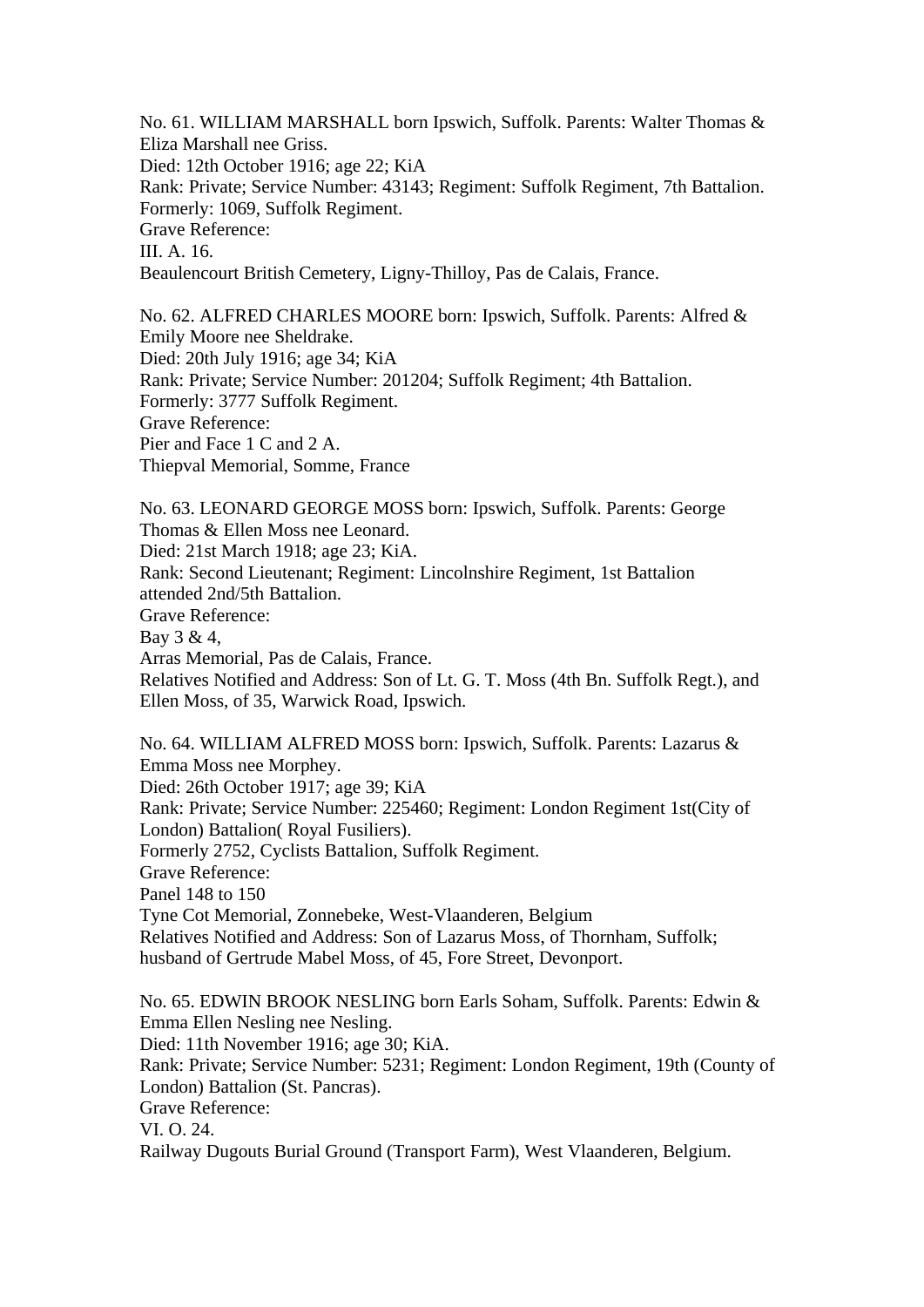No. 61. WILLIAM MARSHALL born Ipswich, Suffolk. Parents: Walter Thomas & Eliza Marshall nee Griss.
Died: 12th October 1916; age 22; KiA
Rank: Private; Service Number: 43143; Regiment: Suffolk Regiment, 7th Battalion.
Formerly: 1069, Suffolk Regiment.
Grave Reference:
III. A. 16.
Beaulencourt British Cemetery, Ligny-Thilloy, Pas de Calais, France.

No. 62. ALFRED CHARLES MOORE born: Ipswich, Suffolk. Parents: Alfred & Emily Moore nee Sheldrake.
Died: 20th July 1916; age 34; KiA
Rank: Private; Service Number: 201204; Suffolk Regiment; 4th Battalion.
Formerly: 3777 Suffolk Regiment.
Grave Reference:
Pier and Face 1 C and 2 A.
Thiepval Memorial, Somme, France

No. 63. LEONARD GEORGE MOSS born: Ipswich, Suffolk. Parents: George Thomas & Ellen Moss nee Leonard.
Died: 21st March 1918; age 23; KiA.
Rank: Second Lieutenant; Regiment: Lincolnshire Regiment, 1st Battalion attended 2nd/5th Battalion.
Grave Reference:
Bay 3 & 4,
Arras Memorial, Pas de Calais, France.
Relatives Notified and Address: Son of Lt. G. T. Moss (4th Bn. Suffolk Regt.), and Ellen Moss, of 35, Warwick Road, Ipswich.

No. 64. WILLIAM ALFRED MOSS born: Ipswich, Suffolk. Parents: Lazarus & Emma Moss nee Morphey.
Died: 26th October 1917; age 39; KiA
Rank: Private; Service Number: 225460; Regiment: London Regiment 1st(City of London) Battalion( Royal Fusiliers).
Formerly 2752, Cyclists Battalion, Suffolk Regiment.
Grave Reference:
Panel 148 to 150
Tyne Cot Memorial, Zonnebeke, West-Vlaanderen, Belgium
Relatives Notified and Address: Son of Lazarus Moss, of Thornham, Suffolk; husband of Gertrude Mabel Moss, of 45, Fore Street, Devonport.

No. 65. EDWIN BROOK NESLING born Earls Soham, Suffolk. Parents: Edwin & Emma Ellen Nesling nee Nesling.
Died: 11th November 1916; age 30; KiA.
Rank: Private; Service Number: 5231; Regiment: London Regiment, 19th (County of London) Battalion (St. Pancras).
Grave Reference:
VI. O. 24.
Railway Dugouts Burial Ground (Transport Farm), West Vlaanderen, Belgium.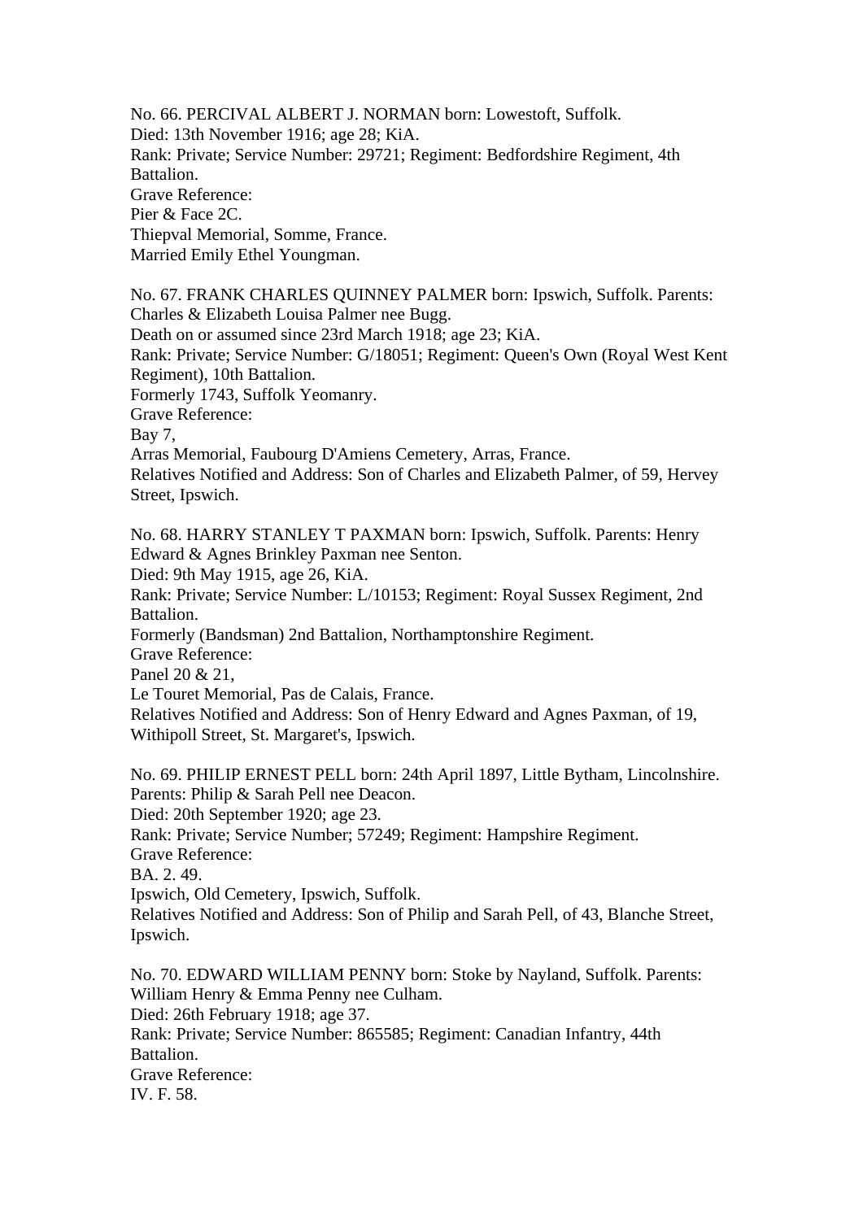No. 66. PERCIVAL ALBERT J. NORMAN born: Lowestoft, Suffolk.
Died: 13th November 1916; age 28; KiA.
Rank: Private; Service Number: 29721; Regiment: Bedfordshire Regiment, 4th Battalion.
Grave Reference:
Pier & Face 2C.
Thiepval Memorial, Somme, France.
Married Emily Ethel Youngman.

No. 67. FRANK CHARLES QUINNEY PALMER born: Ipswich, Suffolk. Parents: Charles & Elizabeth Louisa Palmer nee Bugg.
Death on or assumed since 23rd March 1918; age 23; KiA.
Rank: Private; Service Number: G/18051; Regiment: Queen's Own (Royal West Kent Regiment), 10th Battalion.
Formerly 1743, Suffolk Yeomanry.
Grave Reference:
Bay 7,
Arras Memorial, Faubourg D'Amiens Cemetery, Arras, France.
Relatives Notified and Address: Son of Charles and Elizabeth Palmer, of 59, Hervey Street, Ipswich.

No. 68. HARRY STANLEY T PAXMAN born: Ipswich, Suffolk. Parents: Henry Edward & Agnes Brinkley Paxman nee Senton.
Died: 9th May 1915, age 26, KiA.
Rank: Private; Service Number: L/10153; Regiment: Royal Sussex Regiment, 2nd Battalion.
Formerly (Bandsman) 2nd Battalion, Northamptonshire Regiment.
Grave Reference:
Panel 20 & 21,
Le Touret Memorial, Pas de Calais, France.
Relatives Notified and Address: Son of Henry Edward and Agnes Paxman, of 19, Withipoll Street, St. Margaret's, Ipswich.

No. 69. PHILIP ERNEST PELL born: 24th April 1897, Little Bytham, Lincolnshire. Parents: Philip & Sarah Pell nee Deacon.
Died: 20th September 1920; age 23.
Rank: Private; Service Number; 57249; Regiment: Hampshire Regiment.
Grave Reference:
BA. 2. 49.
Ipswich, Old Cemetery, Ipswich, Suffolk.
Relatives Notified and Address: Son of Philip and Sarah Pell, of 43, Blanche Street, Ipswich.

No. 70. EDWARD WILLIAM PENNY born: Stoke by Nayland, Suffolk. Parents: William Henry & Emma Penny nee Culham.
Died: 26th February 1918; age 37.
Rank: Private; Service Number: 865585; Regiment: Canadian Infantry, 44th Battalion.
Grave Reference:
IV. F. 58.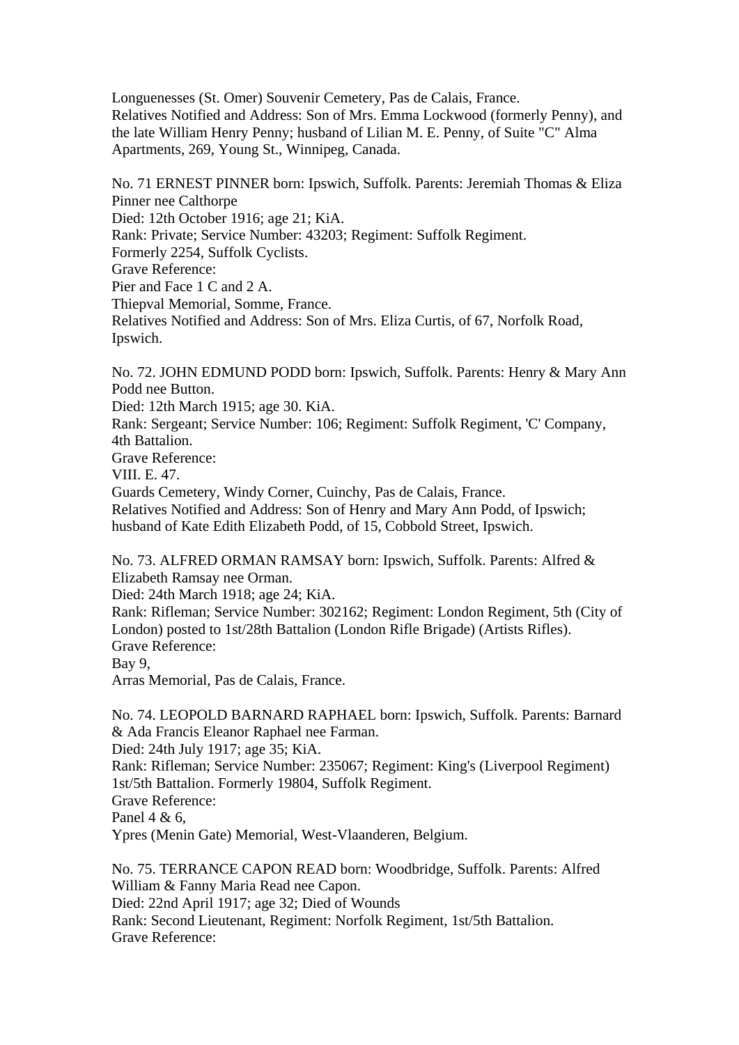Longuenesses (St. Omer) Souvenir Cemetery, Pas de Calais, France.
Relatives Notified and Address: Son of Mrs. Emma Lockwood (formerly Penny), and the late William Henry Penny; husband of Lilian M. E. Penny, of Suite "C" Alma Apartments, 269, Young St., Winnipeg, Canada.

No. 71 ERNEST PINNER born: Ipswich, Suffolk. Parents: Jeremiah Thomas & Eliza Pinner nee Calthorpe
Died: 12th October 1916; age 21; KiA.
Rank: Private; Service Number: 43203; Regiment: Suffolk Regiment.
Formerly 2254, Suffolk Cyclists.
Grave Reference:
Pier and Face 1 C and 2 A.
Thiepval Memorial, Somme, France.
Relatives Notified and Address: Son of Mrs. Eliza Curtis, of 67, Norfolk Road, Ipswich.

No. 72. JOHN EDMUND PODD born: Ipswich, Suffolk. Parents: Henry & Mary Ann Podd nee Button.
Died: 12th March 1915; age 30. KiA.
Rank: Sergeant; Service Number: 106; Regiment: Suffolk Regiment, 'C' Company, 4th Battalion.
Grave Reference:
VIII. E. 47.
Guards Cemetery, Windy Corner, Cuinchy, Pas de Calais, France.
Relatives Notified and Address: Son of Henry and Mary Ann Podd, of Ipswich; husband of Kate Edith Elizabeth Podd, of 15, Cobbold Street, Ipswich.

No. 73. ALFRED ORMAN RAMSAY born: Ipswich, Suffolk. Parents: Alfred & Elizabeth Ramsay nee Orman.
Died: 24th March 1918; age 24; KiA.
Rank: Rifleman; Service Number: 302162; Regiment: London Regiment, 5th (City of London) posted to 1st/28th Battalion (London Rifle Brigade) (Artists Rifles).
Grave Reference:
Bay 9,
Arras Memorial, Pas de Calais, France.

No. 74. LEOPOLD BARNARD RAPHAEL born: Ipswich, Suffolk. Parents: Barnard & Ada Francis Eleanor Raphael nee Farman.
Died: 24th July 1917; age 35; KiA.
Rank: Rifleman; Service Number: 235067; Regiment: King's (Liverpool Regiment) 1st/5th Battalion. Formerly 19804, Suffolk Regiment.
Grave Reference:
Panel 4 & 6,
Ypres (Menin Gate) Memorial, West-Vlaanderen, Belgium.

No. 75. TERRANCE CAPON READ born: Woodbridge, Suffolk. Parents: Alfred William & Fanny Maria Read nee Capon.
Died: 22nd April 1917; age 32; Died of Wounds
Rank: Second Lieutenant, Regiment: Norfolk Regiment, 1st/5th Battalion.
Grave Reference: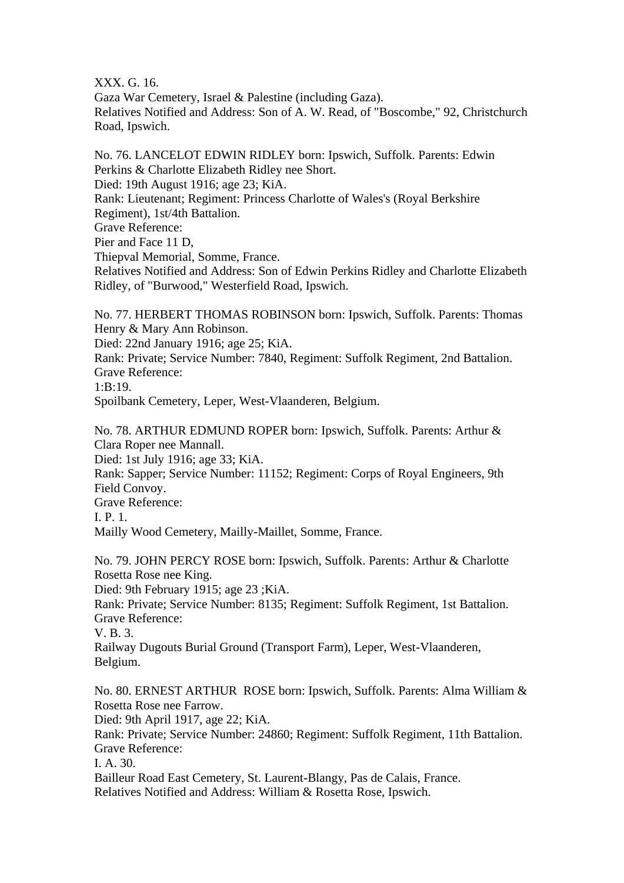XXX. G. 16.
Gaza War Cemetery, Israel & Palestine (including Gaza).
Relatives Notified and Address: Son of A. W. Read, of "Boscombe," 92, Christchurch Road, Ipswich.

No. 76. LANCELOT EDWIN RIDLEY born: Ipswich, Suffolk. Parents: Edwin Perkins & Charlotte Elizabeth Ridley nee Short.
Died: 19th August 1916; age 23; KiA.
Rank: Lieutenant; Regiment: Princess Charlotte of Wales's (Royal Berkshire Regiment), 1st/4th Battalion.
Grave Reference:
Pier and Face 11 D,
Thiepval Memorial, Somme, France.
Relatives Notified and Address: Son of Edwin Perkins Ridley and Charlotte Elizabeth Ridley, of "Burwood," Westerfield Road, Ipswich.

No. 77. HERBERT THOMAS ROBINSON born: Ipswich, Suffolk. Parents: Thomas Henry & Mary Ann Robinson.
Died: 22nd January 1916; age 25; KiA.
Rank: Private; Service Number: 7840, Regiment: Suffolk Regiment, 2nd Battalion.
Grave Reference:
1:B:19.
Spoilbank Cemetery, Leper, West-Vlaanderen, Belgium.

No. 78. ARTHUR EDMUND ROPER born: Ipswich, Suffolk. Parents: Arthur & Clara Roper nee Mannall.
Died: 1st July 1916; age 33; KiA.
Rank: Sapper; Service Number: 11152; Regiment: Corps of Royal Engineers, 9th Field Convoy.
Grave Reference:
I. P. 1.
Mailly Wood Cemetery, Mailly-Maillet, Somme, France.

No. 79. JOHN PERCY ROSE born: Ipswich, Suffolk. Parents: Arthur & Charlotte Rosetta Rose nee King.
Died: 9th February 1915; age 23 ;KiA.
Rank: Private; Service Number: 8135; Regiment: Suffolk Regiment, 1st Battalion.
Grave Reference:
V. B. 3.
Railway Dugouts Burial Ground (Transport Farm), Leper, West-Vlaanderen, Belgium.

No. 80. ERNEST ARTHUR ROSE born: Ipswich, Suffolk. Parents: Alma William & Rosetta Rose nee Farrow.
Died: 9th April 1917, age 22; KiA.
Rank: Private; Service Number: 24860; Regiment: Suffolk Regiment, 11th Battalion.
Grave Reference:
I. A. 30.
Bailleur Road East Cemetery, St. Laurent-Blangy, Pas de Calais, France.
Relatives Notified and Address: William & Rosetta Rose, Ipswich.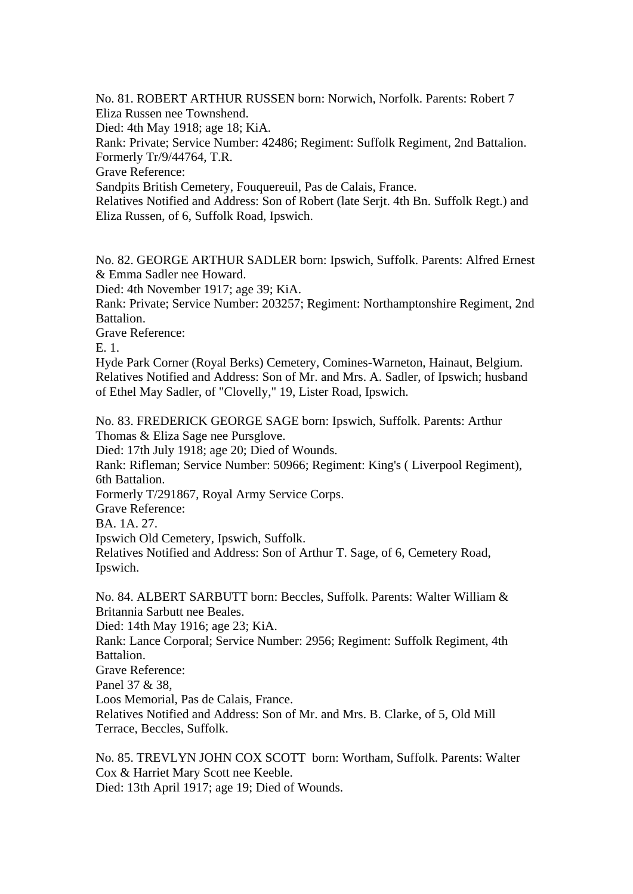No. 81. ROBERT ARTHUR RUSSEN born: Norwich, Norfolk. Parents: Robert 7 Eliza Russen nee Townshend.
Died: 4th May 1918; age 18; KiA.
Rank: Private; Service Number: 42486; Regiment: Suffolk Regiment, 2nd Battalion.
Formerly Tr/9/44764, T.R.
Grave Reference:
Sandpits British Cemetery, Fouquereuil, Pas de Calais, France.
Relatives Notified and Address: Son of Robert (late Serjt. 4th Bn. Suffolk Regt.) and Eliza Russen, of 6, Suffolk Road, Ipswich.

No. 82. GEORGE ARTHUR SADLER born: Ipswich, Suffolk. Parents: Alfred Ernest & Emma Sadler nee Howard.
Died: 4th November 1917; age 39; KiA.
Rank: Private; Service Number: 203257; Regiment: Northamptonshire Regiment, 2nd Battalion.
Grave Reference:
E. 1.
Hyde Park Corner (Royal Berks) Cemetery, Comines-Warneton, Hainaut, Belgium.
Relatives Notified and Address: Son of Mr. and Mrs. A. Sadler, of Ipswich; husband of Ethel May Sadler, of "Clovelly," 19, Lister Road, Ipswich.

No. 83. FREDERICK GEORGE SAGE born: Ipswich, Suffolk. Parents: Arthur Thomas & Eliza Sage nee Pursglove.
Died: 17th July 1918; age 20; Died of Wounds.
Rank: Rifleman; Service Number: 50966; Regiment: King's ( Liverpool Regiment), 6th Battalion.
Formerly T/291867, Royal Army Service Corps.
Grave Reference:
BA. 1A. 27.
Ipswich Old Cemetery, Ipswich, Suffolk.
Relatives Notified and Address: Son of Arthur T. Sage, of 6, Cemetery Road, Ipswich.

No. 84. ALBERT SARBUTT born: Beccles, Suffolk. Parents: Walter William & Britannia Sarbutt nee Beales.
Died: 14th May 1916; age 23; KiA.
Rank: Lance Corporal; Service Number: 2956; Regiment: Suffolk Regiment, 4th Battalion.
Grave Reference:
Panel 37 & 38,
Loos Memorial, Pas de Calais, France.
Relatives Notified and Address: Son of Mr. and Mrs. B. Clarke, of 5, Old Mill Terrace, Beccles, Suffolk.

No. 85. TREVLYN JOHN COX SCOTT born: Wortham, Suffolk. Parents: Walter Cox & Harriet Mary Scott nee Keeble.
Died: 13th April 1917; age 19; Died of Wounds.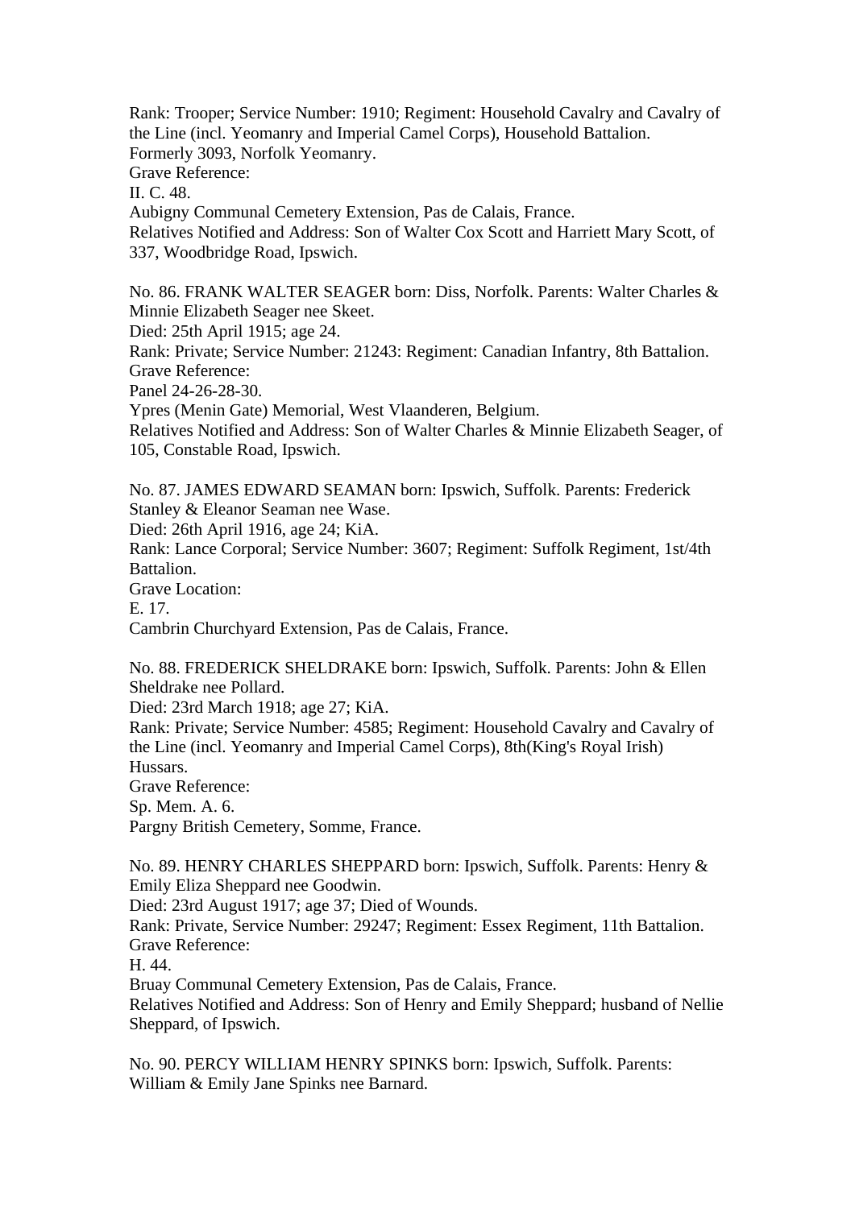Rank: Trooper; Service Number: 1910; Regiment: Household Cavalry and Cavalry of the Line (incl. Yeomanry and Imperial Camel Corps), Household Battalion.
Formerly 3093, Norfolk Yeomanry.
Grave Reference:
II. C. 48.
Aubigny Communal Cemetery Extension, Pas de Calais, France.
Relatives Notified and Address: Son of Walter Cox Scott and Harriett Mary Scott, of 337, Woodbridge Road, Ipswich.

No. 86. FRANK WALTER SEAGER born: Diss, Norfolk. Parents: Walter Charles & Minnie Elizabeth Seager nee Skeet.
Died: 25th April 1915; age 24.
Rank: Private; Service Number: 21243: Regiment: Canadian Infantry, 8th Battalion.
Grave Reference:
Panel 24-26-28-30.
Ypres (Menin Gate) Memorial, West Vlaanderen, Belgium.
Relatives Notified and Address: Son of Walter Charles & Minnie Elizabeth Seager, of 105, Constable Road, Ipswich.

No. 87. JAMES EDWARD SEAMAN born: Ipswich, Suffolk. Parents: Frederick Stanley & Eleanor Seaman nee Wase.
Died: 26th April 1916, age 24; KiA.
Rank: Lance Corporal; Service Number: 3607; Regiment: Suffolk Regiment, 1st/4th Battalion.
Grave Location:
E. 17.
Cambrin Churchyard Extension, Pas de Calais, France.

No. 88. FREDERICK SHELDRAKE born: Ipswich, Suffolk. Parents: John & Ellen Sheldrake nee Pollard.
Died: 23rd March 1918; age 27; KiA.
Rank: Private; Service Number: 4585; Regiment: Household Cavalry and Cavalry of the Line (incl. Yeomanry and Imperial Camel Corps), 8th(King's Royal Irish) Hussars.
Grave Reference:
Sp. Mem. A. 6.
Pargny British Cemetery, Somme, France.

No. 89. HENRY CHARLES SHEPPARD born: Ipswich, Suffolk. Parents: Henry & Emily Eliza Sheppard nee Goodwin.
Died: 23rd August 1917; age 37; Died of Wounds.
Rank: Private, Service Number: 29247; Regiment: Essex Regiment, 11th Battalion.
Grave Reference:
H. 44.
Bruay Communal Cemetery Extension, Pas de Calais, France.
Relatives Notified and Address: Son of Henry and Emily Sheppard; husband of Nellie Sheppard, of Ipswich.

No. 90. PERCY WILLIAM HENRY SPINKS born: Ipswich, Suffolk. Parents: William & Emily Jane Spinks nee Barnard.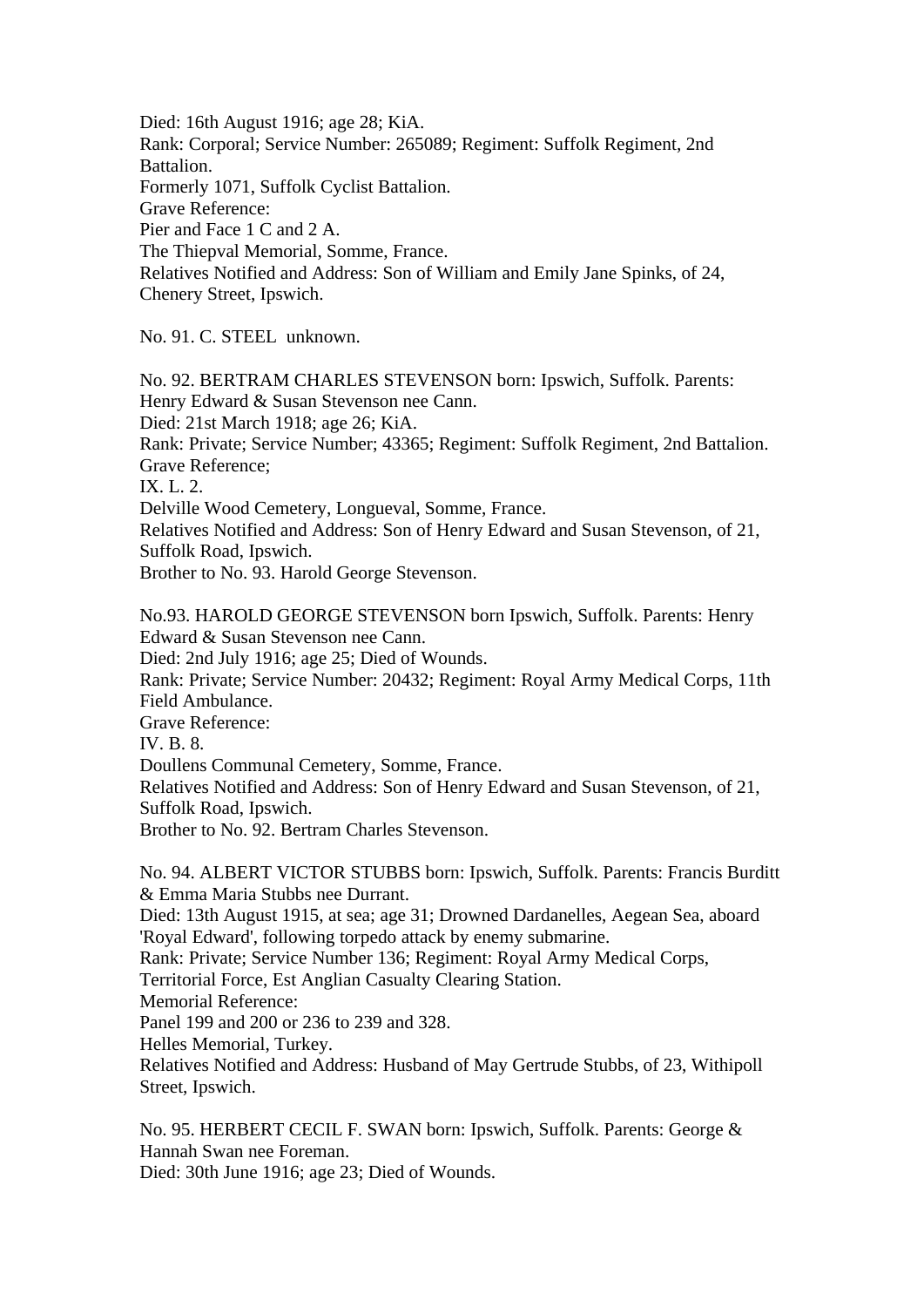Died: 16th August 1916; age 28; KiA.
Rank: Corporal; Service Number: 265089; Regiment: Suffolk Regiment, 2nd Battalion.
Formerly 1071, Suffolk Cyclist Battalion.
Grave Reference:
Pier and Face 1 C and 2 A.
The Thiepval Memorial, Somme, France.
Relatives Notified and Address: Son of William and Emily Jane Spinks, of 24, Chenery Street, Ipswich.

No. 91. C. STEEL  unknown.

No. 92. BERTRAM CHARLES STEVENSON born: Ipswich, Suffolk. Parents: Henry Edward & Susan Stevenson nee Cann.
Died: 21st March 1918; age 26; KiA.
Rank: Private; Service Number; 43365; Regiment: Suffolk Regiment, 2nd Battalion.
Grave Reference;
IX. L. 2.
Delville Wood Cemetery, Longueval, Somme, France.
Relatives Notified and Address: Son of Henry Edward and Susan Stevenson, of 21, Suffolk Road, Ipswich.
Brother to No. 93. Harold George Stevenson.

No.93. HAROLD GEORGE STEVENSON born Ipswich, Suffolk. Parents: Henry Edward & Susan Stevenson nee Cann.
Died: 2nd July 1916; age 25; Died of Wounds.
Rank: Private; Service Number: 20432; Regiment: Royal Army Medical Corps, 11th Field Ambulance.
Grave Reference:
IV. B. 8.
Doullens Communal Cemetery, Somme, France.
Relatives Notified and Address: Son of Henry Edward and Susan Stevenson, of 21, Suffolk Road, Ipswich.
Brother to No. 92. Bertram Charles Stevenson.

No. 94. ALBERT VICTOR STUBBS born: Ipswich, Suffolk. Parents: Francis Burditt & Emma Maria Stubbs nee Durrant.
Died: 13th August 1915, at sea; age 31; Drowned Dardanelles, Aegean Sea, aboard 'Royal Edward', following torpedo attack by enemy submarine.
Rank: Private; Service Number 136; Regiment: Royal Army Medical Corps, Territorial Force, Est Anglian Casualty Clearing Station.
Memorial Reference:
Panel 199 and 200 or 236 to 239 and 328.
Helles Memorial, Turkey.
Relatives Notified and Address: Husband of May Gertrude Stubbs, of 23, Withipoll Street, Ipswich.

No. 95. HERBERT CECIL F. SWAN born: Ipswich, Suffolk. Parents: George & Hannah Swan nee Foreman.
Died: 30th June 1916; age 23; Died of Wounds.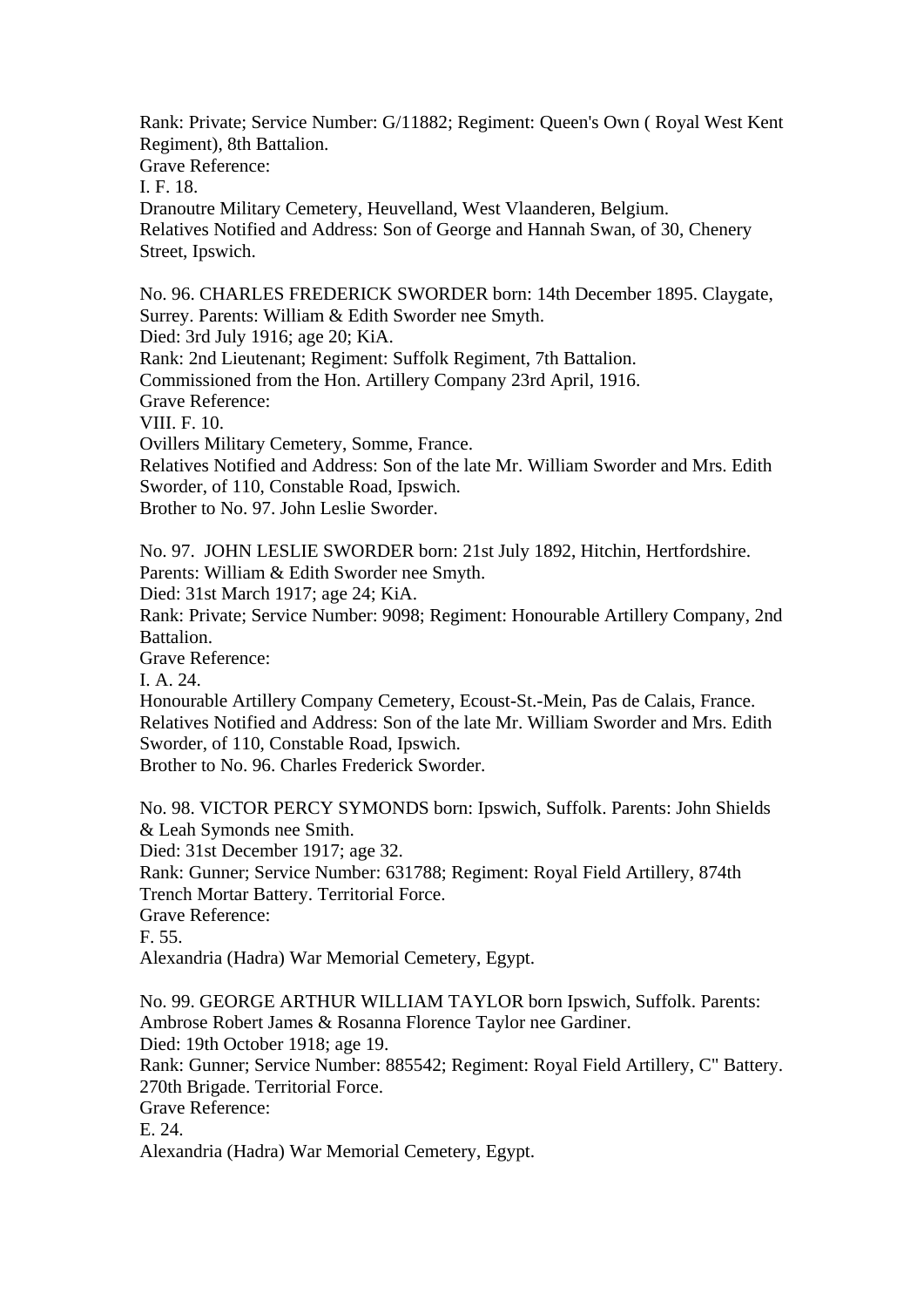Rank: Private; Service Number: G/11882; Regiment: Queen's Own ( Royal West Kent Regiment), 8th Battalion.
Grave Reference:
I. F. 18.
Dranoutre Military Cemetery, Heuvelland, West Vlaanderen, Belgium.
Relatives Notified and Address: Son of George and Hannah Swan, of 30, Chenery Street, Ipswich.

No. 96. CHARLES FREDERICK SWORDER born: 14th December 1895. Claygate, Surrey. Parents: William & Edith Sworder nee Smyth.
Died: 3rd July 1916; age 20; KiA.
Rank: 2nd Lieutenant; Regiment: Suffolk Regiment, 7th Battalion.
Commissioned from the Hon. Artillery Company 23rd April, 1916.
Grave Reference:
VIII. F. 10.
Ovillers Military Cemetery, Somme, France.
Relatives Notified and Address: Son of the late Mr. William Sworder and Mrs. Edith Sworder, of 110, Constable Road, Ipswich.
Brother to No. 97. John Leslie Sworder.

No. 97. JOHN LESLIE SWORDER born: 21st July 1892, Hitchin, Hertfordshire. Parents: William & Edith Sworder nee Smyth.
Died: 31st March 1917; age 24; KiA.
Rank: Private; Service Number: 9098; Regiment: Honourable Artillery Company, 2nd Battalion.
Grave Reference:
I. A. 24.
Honourable Artillery Company Cemetery, Ecoust-St.-Mein, Pas de Calais, France.
Relatives Notified and Address: Son of the late Mr. William Sworder and Mrs. Edith Sworder, of 110, Constable Road, Ipswich.
Brother to No. 96. Charles Frederick Sworder.

No. 98. VICTOR PERCY SYMONDS born: Ipswich, Suffolk. Parents: John Shields & Leah Symonds nee Smith.
Died: 31st December 1917; age 32.
Rank: Gunner; Service Number: 631788; Regiment: Royal Field Artillery, 874th Trench Mortar Battery. Territorial Force.
Grave Reference:
F. 55.
Alexandria (Hadra) War Memorial Cemetery, Egypt.

No. 99. GEORGE ARTHUR WILLIAM TAYLOR born Ipswich, Suffolk. Parents: Ambrose Robert James & Rosanna Florence Taylor nee Gardiner.
Died: 19th October 1918; age 19.
Rank: Gunner; Service Number: 885542; Regiment: Royal Field Artillery, C" Battery. 270th Brigade. Territorial Force.
Grave Reference:
E. 24.
Alexandria (Hadra) War Memorial Cemetery, Egypt.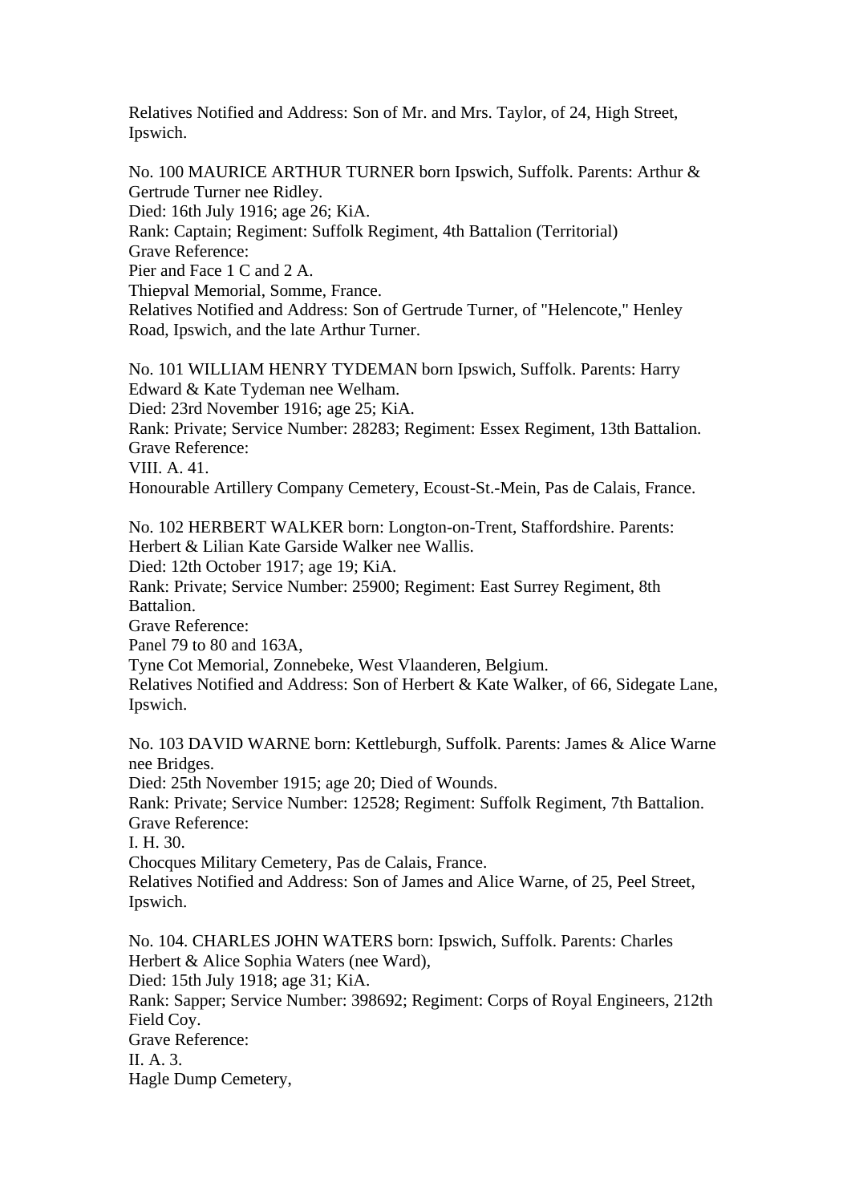Relatives Notified and Address: Son of Mr. and Mrs. Taylor, of 24, High Street, Ipswich.

No. 100 MAURICE ARTHUR TURNER born Ipswich, Suffolk. Parents: Arthur & Gertrude Turner nee Ridley.
Died: 16th July 1916; age 26; KiA.
Rank: Captain; Regiment: Suffolk Regiment, 4th Battalion (Territorial)
Grave Reference:
Pier and Face 1 C and 2 A.
Thiepval Memorial, Somme, France.
Relatives Notified and Address: Son of Gertrude Turner, of "Helencote," Henley Road, Ipswich, and the late Arthur Turner.

No. 101 WILLIAM HENRY TYDEMAN born Ipswich, Suffolk. Parents: Harry Edward & Kate Tydeman nee Welham.
Died: 23rd November 1916; age 25; KiA.
Rank: Private; Service Number: 28283; Regiment: Essex Regiment, 13th Battalion.
Grave Reference:
VIII. A. 41.
Honourable Artillery Company Cemetery, Ecoust-St.-Mein, Pas de Calais, France.

No. 102 HERBERT WALKER born: Longton-on-Trent, Staffordshire. Parents: Herbert & Lilian Kate Garside Walker nee Wallis.
Died: 12th October 1917; age 19; KiA.
Rank: Private; Service Number: 25900; Regiment: East Surrey Regiment, 8th Battalion.
Grave Reference:
Panel 79 to 80 and 163A,
Tyne Cot Memorial, Zonnebeke, West Vlaanderen, Belgium.
Relatives Notified and Address: Son of Herbert & Kate Walker, of 66, Sidegate Lane, Ipswich.

No. 103 DAVID WARNE born: Kettleburgh, Suffolk. Parents: James & Alice Warne nee Bridges.
Died: 25th November 1915; age 20; Died of Wounds.
Rank: Private; Service Number: 12528; Regiment: Suffolk Regiment, 7th Battalion.
Grave Reference:
I. H. 30.
Chocques Military Cemetery, Pas de Calais, France.
Relatives Notified and Address: Son of James and Alice Warne, of 25, Peel Street, Ipswich.

No. 104. CHARLES JOHN WATERS born: Ipswich, Suffolk. Parents: Charles Herbert & Alice Sophia Waters (nee Ward),
Died: 15th July 1918; age 31; KiA.
Rank: Sapper; Service Number: 398692; Regiment: Corps of Royal Engineers, 212th Field Coy.
Grave Reference:
II. A. 3.
Hagle Dump Cemetery,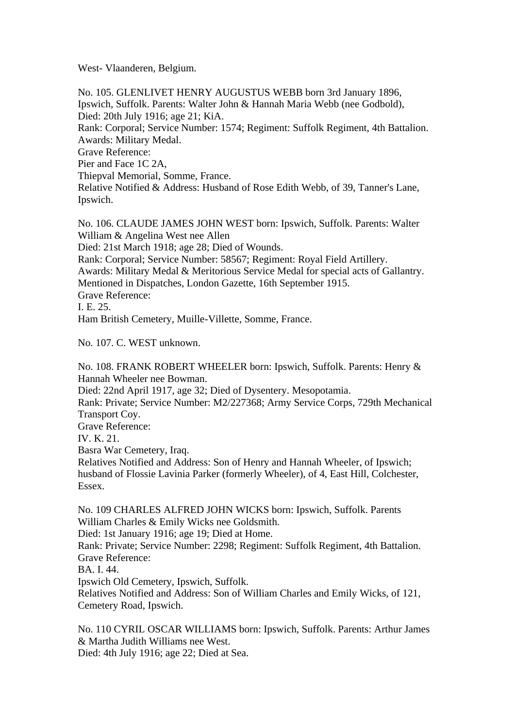West- Vlaanderen, Belgium.

No. 105. GLENLIVET HENRY AUGUSTUS WEBB born 3rd January 1896, Ipswich, Suffolk. Parents: Walter John & Hannah Maria Webb (nee Godbold),
Died: 20th July 1916; age 21; KiA.
Rank: Corporal; Service Number: 1574; Regiment: Suffolk Regiment, 4th Battalion.
Awards: Military Medal.
Grave Reference:
Pier and Face 1C 2A,
Thiepval Memorial, Somme, France.
Relative Notified & Address: Husband of Rose Edith Webb, of 39, Tanner's Lane, Ipswich.

No. 106. CLAUDE JAMES JOHN WEST born: Ipswich, Suffolk. Parents: Walter William & Angelina West nee Allen
Died: 21st March 1918; age 28; Died of Wounds.
Rank: Corporal; Service Number: 58567; Regiment: Royal Field Artillery.
Awards: Military Medal & Meritorious Service Medal for special acts of Gallantry.
Mentioned in Dispatches, London Gazette, 16th September 1915.
Grave Reference:
I. E. 25.
Ham British Cemetery, Muille-Villette, Somme, France.

No. 107. C. WEST unknown.

No. 108. FRANK ROBERT WHEELER born: Ipswich, Suffolk. Parents: Henry & Hannah Wheeler nee Bowman.
Died: 22nd April 1917, age 32; Died of Dysentery. Mesopotamia.
Rank: Private; Service Number: M2/227368; Army Service Corps, 729th Mechanical Transport Coy.
Grave Reference:
IV. K. 21.
Basra War Cemetery, Iraq.
Relatives Notified and Address: Son of Henry and Hannah Wheeler, of Ipswich; husband of Flossie Lavinia Parker (formerly Wheeler), of 4, East Hill, Colchester, Essex.

No. 109 CHARLES ALFRED JOHN WICKS born: Ipswich, Suffolk. Parents William Charles & Emily Wicks nee Goldsmith.
Died: 1st January 1916; age 19; Died at Home.
Rank: Private; Service Number: 2298; Regiment: Suffolk Regiment, 4th Battalion.
Grave Reference:
BA. I. 44.
Ipswich Old Cemetery, Ipswich, Suffolk.
Relatives Notified and Address: Son of William Charles and Emily Wicks, of 121, Cemetery Road, Ipswich.

No. 110 CYRIL OSCAR WILLIAMS born: Ipswich, Suffolk. Parents: Arthur James & Martha Judith Williams nee West.
Died: 4th July 1916; age 22; Died at Sea.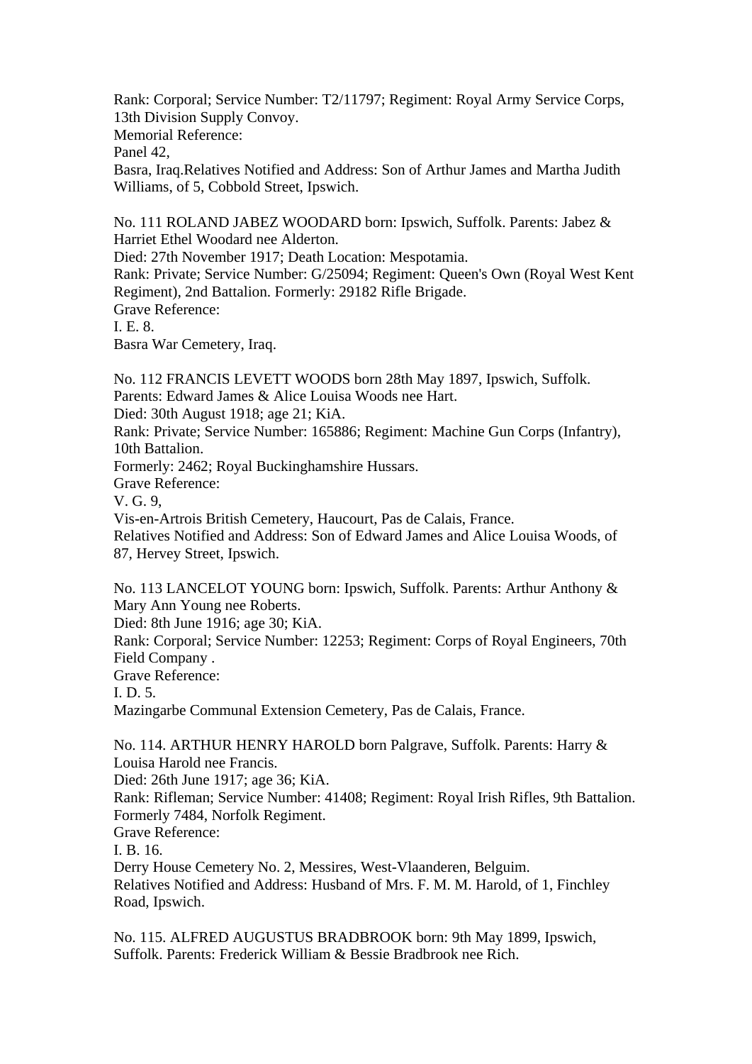Rank: Corporal; Service Number: T2/11797; Regiment: Royal Army Service Corps, 13th Division Supply Convoy.
Memorial Reference:
Panel 42,
Basra, Iraq.Relatives Notified and Address: Son of Arthur James and Martha Judith Williams, of 5, Cobbold Street, Ipswich.

No. 111 ROLAND JABEZ WOODARD born: Ipswich, Suffolk. Parents: Jabez & Harriet Ethel Woodard nee Alderton.
Died: 27th November 1917; Death Location: Mespotamia.
Rank: Private; Service Number: G/25094; Regiment: Queen's Own (Royal West Kent Regiment), 2nd Battalion. Formerly: 29182 Rifle Brigade.
Grave Reference:
I. E. 8.
Basra War Cemetery, Iraq.

No. 112 FRANCIS LEVETT WOODS born 28th May 1897, Ipswich, Suffolk. Parents: Edward James & Alice Louisa Woods nee Hart.
Died: 30th August 1918; age 21; KiA.
Rank: Private; Service Number: 165886; Regiment: Machine Gun Corps (Infantry), 10th Battalion.
Formerly: 2462; Royal Buckinghamshire Hussars.
Grave Reference:
V. G. 9,
Vis-en-Artrois British Cemetery, Haucourt, Pas de Calais, France.
Relatives Notified and Address: Son of Edward James and Alice Louisa Woods, of 87, Hervey Street, Ipswich.

No. 113 LANCELOT YOUNG born: Ipswich, Suffolk. Parents: Arthur Anthony & Mary Ann Young nee Roberts.
Died: 8th June 1916; age 30; KiA.
Rank: Corporal; Service Number: 12253; Regiment: Corps of Royal Engineers, 70th Field Company .
Grave Reference:
I. D. 5.
Mazingarbe Communal Extension Cemetery, Pas de Calais, France.

No. 114. ARTHUR HENRY HAROLD born Palgrave, Suffolk. Parents: Harry & Louisa Harold nee Francis.
Died: 26th June 1917; age 36; KiA.
Rank: Rifleman; Service Number: 41408; Regiment: Royal Irish Rifles, 9th Battalion. Formerly 7484, Norfolk Regiment.
Grave Reference:
I. B. 16.
Derry House Cemetery No. 2, Messires, West-Vlaanderen, Belguim.
Relatives Notified and Address: Husband of Mrs. F. M. M. Harold, of 1, Finchley Road, Ipswich.

No. 115. ALFRED AUGUSTUS BRADBROOK born: 9th May 1899, Ipswich, Suffolk. Parents: Frederick William & Bessie Bradbrook nee Rich.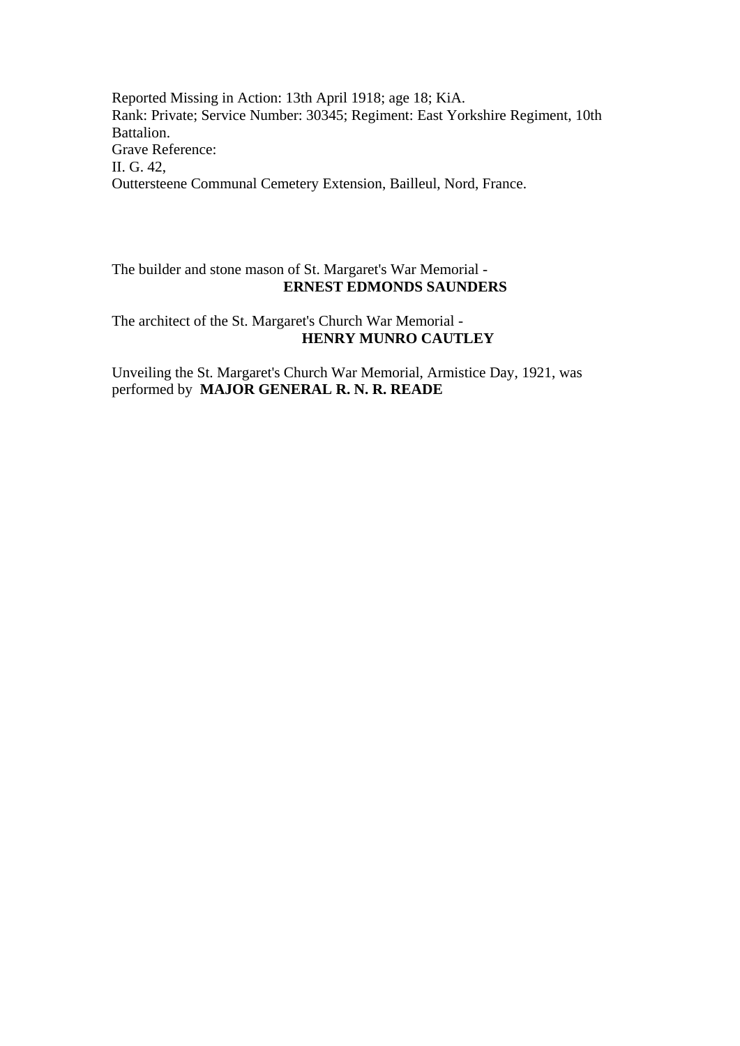Reported Missing in Action: 13th April 1918; age 18; KiA.
Rank: Private; Service Number: 30345; Regiment: East Yorkshire Regiment, 10th Battalion.
Grave Reference:
II. G. 42,
Outtersteene Communal Cemetery Extension, Bailleul, Nord, France.

The builder and stone mason of St. Margaret's War Memorial - **ERNEST EDMONDS SAUNDERS**

The architect of the St. Margaret's Church War Memorial - **HENRY MUNRO CAUTLEY**

Unveiling the St. Margaret's Church War Memorial, Armistice Day, 1921, was performed by **MAJOR GENERAL R. N. R. READE**